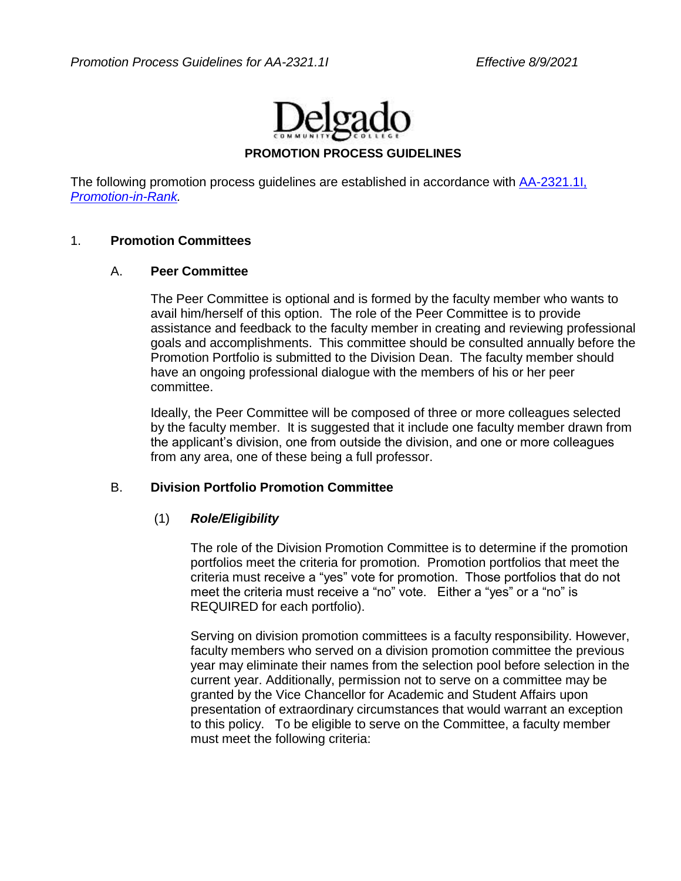Delgado Community College

# PROMOTION PROCESS GUIDELINES

The following promotion process guidelines are established in accordance with [AA-2321.1I, *Promotion-in-Rank*](AA-2321.1I).

## 1. Promotion Committees

### A. Peer Committee

The Peer Committee is optional and is formed by the faculty member who wants to avail him/herself of this option. The role of the Peer Committee is to provide assistance and feedback to the faculty member in creating and reviewing professional goals and accomplishments. This committee should be consulted annually before the Promotion Portfolio is submitted to the Division Dean. The faculty member should have an ongoing professional dialogue with the members of his or her peer committee.

Ideally, the Peer Committee will be composed of three or more colleagues selected by the faculty member. It is suggested that it include one faculty member drawn from the applicant's division, one from outside the division, and one or more colleagues from any area, one of these being a full professor.

### B. Division Portfolio Promotion Committee

#### (1) *Role/Eligibility*

The role of the Division Promotion Committee is to determine if the promotion portfolios meet the criteria for promotion. Promotion portfolios that meet the criteria must receive a "yes" vote for promotion. Those portfolios that do not meet the criteria must receive a "no" vote. Either a "yes" or a "no" is REQUIRED for each portfolio).

Serving on division promotion committees is a faculty responsibility. However, faculty members who served on a division promotion committee the previous year may eliminate their names from the selection pool before selection in the current year. Additionally, permission not to serve on a committee may be granted by the Vice Chancellor for Academic and Student Affairs upon presentation of extraordinary circumstances that would warrant an exception to this policy. To be eligible to serve on the Committee, a faculty member must meet the following criteria: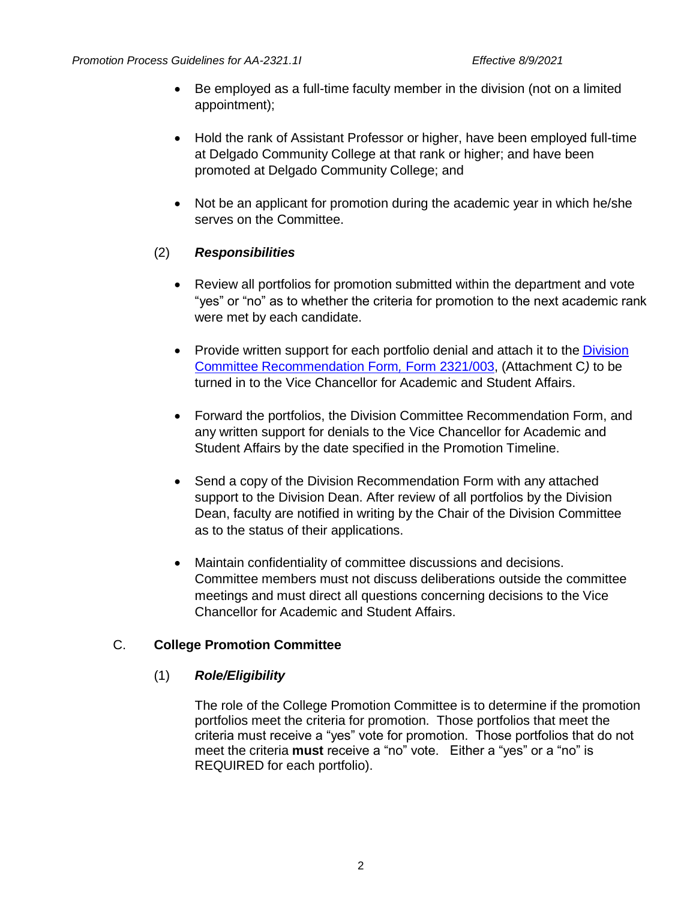- Be employed as a full-time faculty member in the division (not on a limited appointment);

- Hold the rank of Assistant Professor or higher, have been employed full-time at Delgado Community College at that rank or higher; and have been promoted at Delgado Community College; and

- Not be an applicant for promotion during the academic year in which he/she serves on the Committee.

(2) ***Responsibilities***

- Review all portfolios for promotion submitted within the department and vote "yes" or "no" as to whether the criteria for promotion to the next academic rank were met by each candidate.

- Provide written support for each portfolio denial and attach it to the Division Committee Recommendation Form, Form 2321/003, (Attachment C*)* to be turned in to the Vice Chancellor for Academic and Student Affairs.

- Forward the portfolios, the Division Committee Recommendation Form, and any written support for denials to the Vice Chancellor for Academic and Student Affairs by the date specified in the Promotion Timeline.

- Send a copy of the Division Recommendation Form with any attached support to the Division Dean. After review of all portfolios by the Division Dean, faculty are notified in writing by the Chair of the Division Committee as to the status of their applications.

- Maintain confidentiality of committee discussions and decisions. Committee members must not discuss deliberations outside the committee meetings and must direct all questions concerning decisions to the Vice Chancellor for Academic and Student Affairs.

C. **College Promotion Committee**

(1) ***Role/Eligibility***

The role of the College Promotion Committee is to determine if the promotion portfolios meet the criteria for promotion. Those portfolios that meet the criteria must receive a "yes" vote for promotion. Those portfolios that do not meet the criteria **must** receive a "no" vote. Either a "yes" or a "no" is REQUIRED for each portfolio).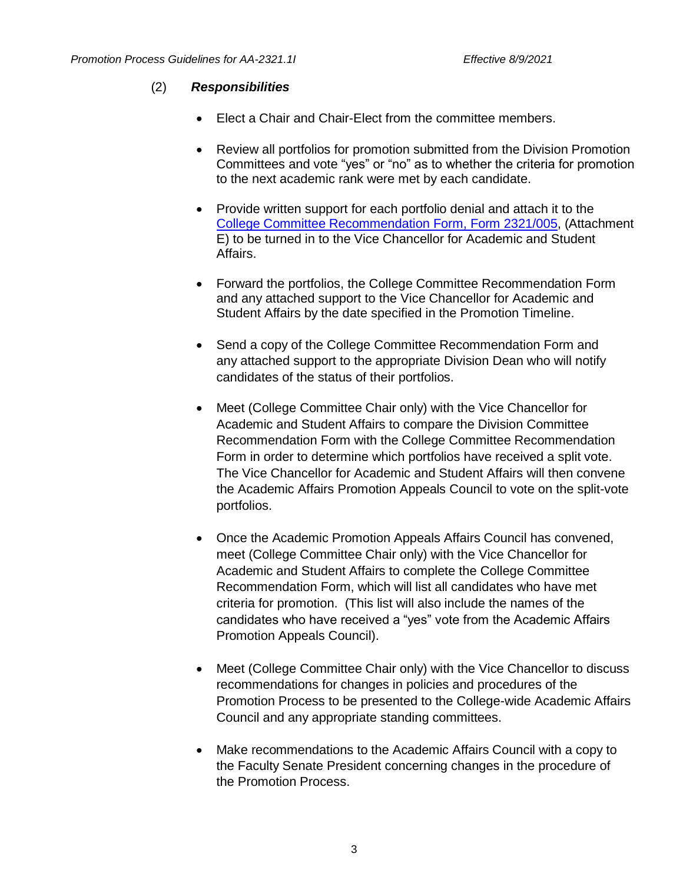(2) ***Responsibilities***

- Elect a Chair and Chair-Elect from the committee members.
- Review all portfolios for promotion submitted from the Division Promotion Committees and vote "yes" or "no" as to whether the criteria for promotion to the next academic rank were met by each candidate.
- Provide written support for each portfolio denial and attach it to the College Committee Recommendation Form, Form 2321/005, (Attachment E) to be turned in to the Vice Chancellor for Academic and Student Affairs.
- Forward the portfolios, the College Committee Recommendation Form and any attached support to the Vice Chancellor for Academic and Student Affairs by the date specified in the Promotion Timeline.
- Send a copy of the College Committee Recommendation Form and any attached support to the appropriate Division Dean who will notify candidates of the status of their portfolios.
- Meet (College Committee Chair only) with the Vice Chancellor for Academic and Student Affairs to compare the Division Committee Recommendation Form with the College Committee Recommendation Form in order to determine which portfolios have received a split vote. The Vice Chancellor for Academic and Student Affairs will then convene the Academic Affairs Promotion Appeals Council to vote on the split-vote portfolios.
- Once the Academic Promotion Appeals Affairs Council has convened, meet (College Committee Chair only) with the Vice Chancellor for Academic and Student Affairs to complete the College Committee Recommendation Form, which will list all candidates who have met criteria for promotion. (This list will also include the names of the candidates who have received a "yes" vote from the Academic Affairs Promotion Appeals Council).
- Meet (College Committee Chair only) with the Vice Chancellor to discuss recommendations for changes in policies and procedures of the Promotion Process to be presented to the College-wide Academic Affairs Council and any appropriate standing committees.
- Make recommendations to the Academic Affairs Council with a copy to the Faculty Senate President concerning changes in the procedure of the Promotion Process.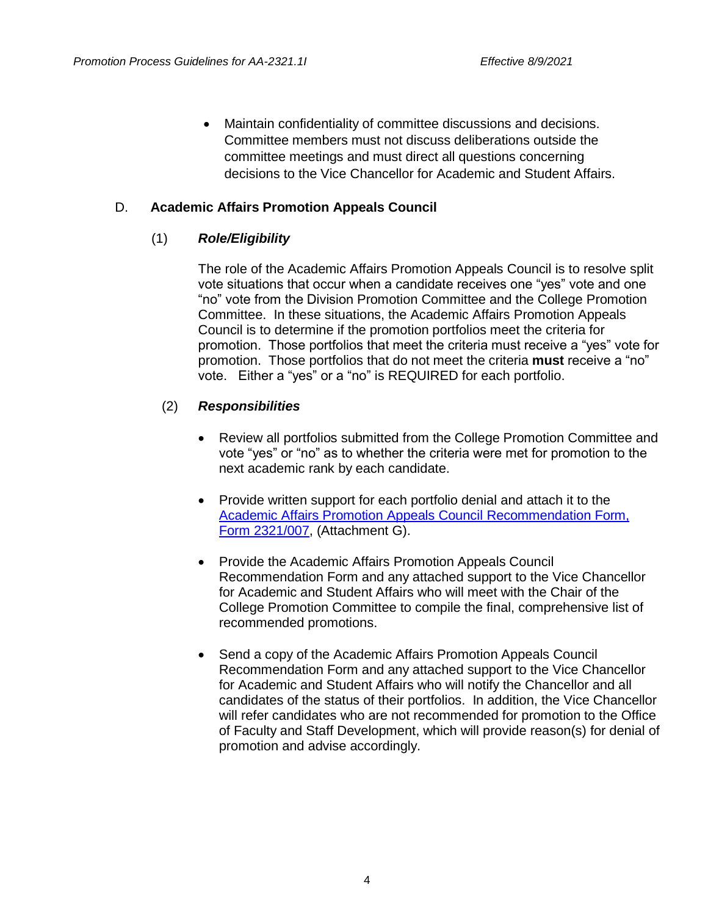- Maintain confidentiality of committee discussions and decisions. Committee members must not discuss deliberations outside the committee meetings and must direct all questions concerning decisions to the Vice Chancellor for Academic and Student Affairs.

### D. Academic Affairs Promotion Appeals Council

#### (1) *Role/Eligibility*

The role of the Academic Affairs Promotion Appeals Council is to resolve split vote situations that occur when a candidate receives one "yes" vote and one "no" vote from the Division Promotion Committee and the College Promotion Committee. In these situations, the Academic Affairs Promotion Appeals Council is to determine if the promotion portfolios meet the criteria for promotion. Those portfolios that meet the criteria must receive a "yes" vote for promotion. Those portfolios that do not meet the criteria **must** receive a "no" vote. Either a "yes" or a "no" is REQUIRED for each portfolio.

#### (2) *Responsibilities*

- Review all portfolios submitted from the College Promotion Committee and vote "yes" or "no" as to whether the criteria were met for promotion to the next academic rank by each candidate.
- Provide written support for each portfolio denial and attach it to the Academic Affairs Promotion Appeals Council Recommendation Form, Form 2321/007, (Attachment G).
- Provide the Academic Affairs Promotion Appeals Council Recommendation Form and any attached support to the Vice Chancellor for Academic and Student Affairs who will meet with the Chair of the College Promotion Committee to compile the final, comprehensive list of recommended promotions.
- Send a copy of the Academic Affairs Promotion Appeals Council Recommendation Form and any attached support to the Vice Chancellor for Academic and Student Affairs who will notify the Chancellor and all candidates of the status of their portfolios. In addition, the Vice Chancellor will refer candidates who are not recommended for promotion to the Office of Faculty and Staff Development, which will provide reason(s) for denial of promotion and advise accordingly.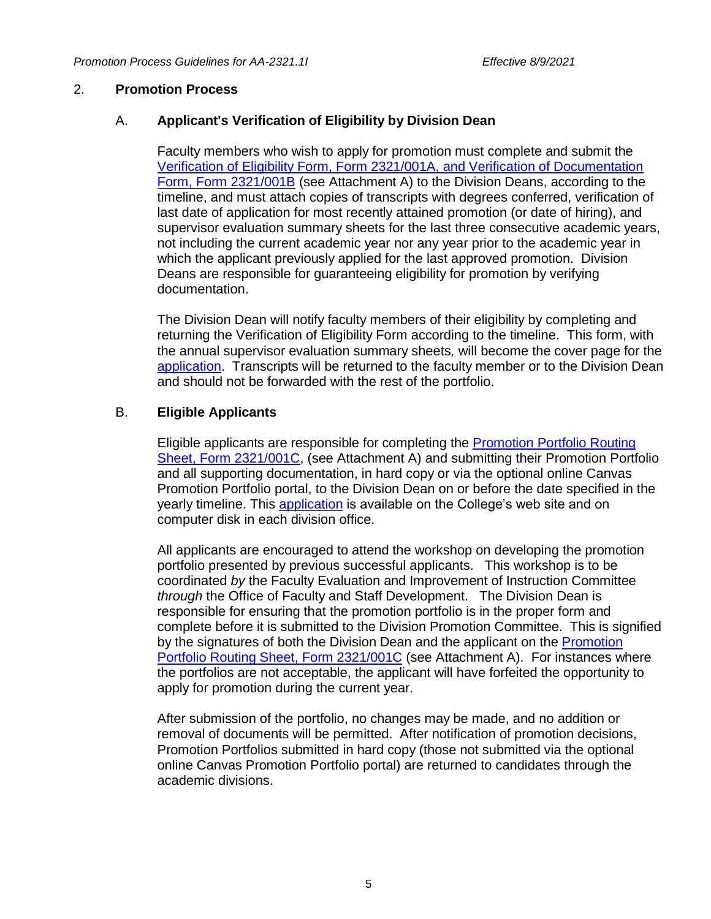## 2. Promotion Process

### A. Applicant's Verification of Eligibility by Division Dean

Faculty members who wish to apply for promotion must complete and submit the Verification of Eligibility Form, Form 2321/001A, and Verification of Documentation Form, Form 2321/001B (see Attachment A) to the Division Deans, according to the timeline, and must attach copies of transcripts with degrees conferred, verification of last date of application for most recently attained promotion (or date of hiring), and supervisor evaluation summary sheets for the last three consecutive academic years, not including the current academic year nor any year prior to the academic year in which the applicant previously applied for the last approved promotion. Division Deans are responsible for guaranteeing eligibility for promotion by verifying documentation.

The Division Dean will notify faculty members of their eligibility by completing and returning the Verification of Eligibility Form according to the timeline. This form, with the annual supervisor evaluation summary sheets*,* will become the cover page for the application. Transcripts will be returned to the faculty member or to the Division Dean and should not be forwarded with the rest of the portfolio.

### B. Eligible Applicants

Eligible applicants are responsible for completing the Promotion Portfolio Routing Sheet, Form 2321/001C, (see Attachment A) and submitting their Promotion Portfolio and all supporting documentation, in hard copy or via the optional online Canvas Promotion Portfolio portal, to the Division Dean on or before the date specified in the yearly timeline. This application is available on the College's web site and on computer disk in each division office.

All applicants are encouraged to attend the workshop on developing the promotion portfolio presented by previous successful applicants. This workshop is to be coordinated *by* the Faculty Evaluation and Improvement of Instruction Committee *through* the Office of Faculty and Staff Development. The Division Dean is responsible for ensuring that the promotion portfolio is in the proper form and complete before it is submitted to the Division Promotion Committee. This is signified by the signatures of both the Division Dean and the applicant on the Promotion Portfolio Routing Sheet, Form 2321/001C (see Attachment A). For instances where the portfolios are not acceptable, the applicant will have forfeited the opportunity to apply for promotion during the current year.

After submission of the portfolio, no changes may be made, and no addition or removal of documents will be permitted. After notification of promotion decisions, Promotion Portfolios submitted in hard copy (those not submitted via the optional online Canvas Promotion Portfolio portal) are returned to candidates through the academic divisions.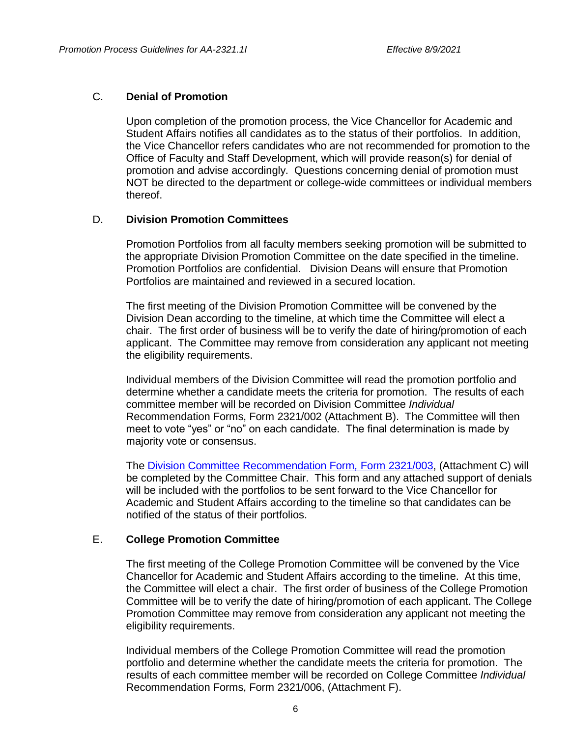## C. **Denial of Promotion**

Upon completion of the promotion process, the Vice Chancellor for Academic and Student Affairs notifies all candidates as to the status of their portfolios. In addition, the Vice Chancellor refers candidates who are not recommended for promotion to the Office of Faculty and Staff Development, which will provide reason(s) for denial of promotion and advise accordingly. Questions concerning denial of promotion must NOT be directed to the department or college-wide committees or individual members thereof.

## D. **Division Promotion Committees**

Promotion Portfolios from all faculty members seeking promotion will be submitted to the appropriate Division Promotion Committee on the date specified in the timeline. Promotion Portfolios are confidential. Division Deans will ensure that Promotion Portfolios are maintained and reviewed in a secured location.

The first meeting of the Division Promotion Committee will be convened by the Division Dean according to the timeline, at which time the Committee will elect a chair. The first order of business will be to verify the date of hiring/promotion of each applicant. The Committee may remove from consideration any applicant not meeting the eligibility requirements.

Individual members of the Division Committee will read the promotion portfolio and determine whether a candidate meets the criteria for promotion. The results of each committee member will be recorded on Division Committee *Individual* Recommendation Forms, Form 2321/002 (Attachment B). The Committee will then meet to vote "yes" or "no" on each candidate. The final determination is made by majority vote or consensus.

The Division Committee Recommendation Form, Form 2321/003, (Attachment C) will be completed by the Committee Chair. This form and any attached support of denials will be included with the portfolios to be sent forward to the Vice Chancellor for Academic and Student Affairs according to the timeline so that candidates can be notified of the status of their portfolios.

## E. **College Promotion Committee**

The first meeting of the College Promotion Committee will be convened by the Vice Chancellor for Academic and Student Affairs according to the timeline. At this time, the Committee will elect a chair. The first order of business of the College Promotion Committee will be to verify the date of hiring/promotion of each applicant. The College Promotion Committee may remove from consideration any applicant not meeting the eligibility requirements.

Individual members of the College Promotion Committee will read the promotion portfolio and determine whether the candidate meets the criteria for promotion. The results of each committee member will be recorded on College Committee *Individual* Recommendation Forms, Form 2321/006, (Attachment F).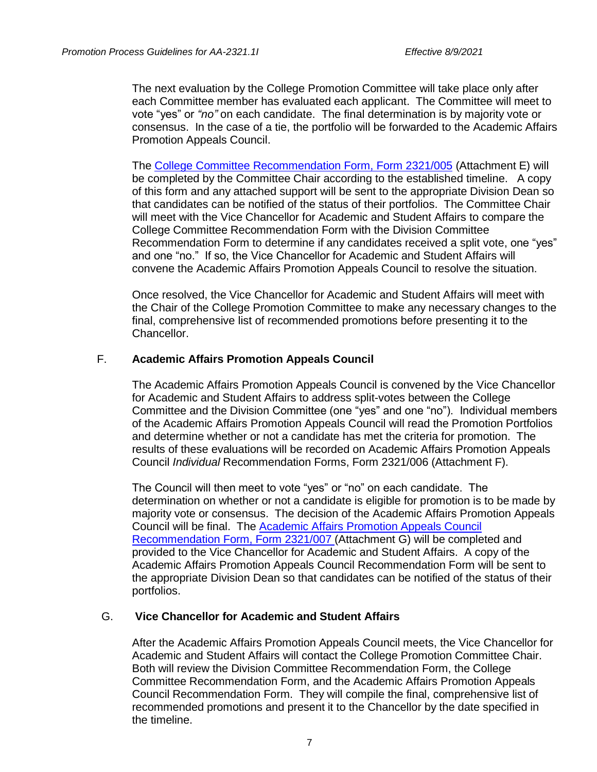The next evaluation by the College Promotion Committee will take place only after each Committee member has evaluated each applicant. The Committee will meet to vote "yes" or *"no"* on each candidate. The final determination is by majority vote or consensus. In the case of a tie, the portfolio will be forwarded to the Academic Affairs Promotion Appeals Council.

The College Committee Recommendation Form, Form 2321/005 (Attachment E) will be completed by the Committee Chair according to the established timeline. A copy of this form and any attached support will be sent to the appropriate Division Dean so that candidates can be notified of the status of their portfolios. The Committee Chair will meet with the Vice Chancellor for Academic and Student Affairs to compare the College Committee Recommendation Form with the Division Committee Recommendation Form to determine if any candidates received a split vote, one "yes" and one "no." If so, the Vice Chancellor for Academic and Student Affairs will convene the Academic Affairs Promotion Appeals Council to resolve the situation.

Once resolved, the Vice Chancellor for Academic and Student Affairs will meet with the Chair of the College Promotion Committee to make any necessary changes to the final, comprehensive list of recommended promotions before presenting it to the Chancellor.

## F. **Academic Affairs Promotion Appeals Council**

The Academic Affairs Promotion Appeals Council is convened by the Vice Chancellor for Academic and Student Affairs to address split-votes between the College Committee and the Division Committee (one "yes" and one "no"). Individual members of the Academic Affairs Promotion Appeals Council will read the Promotion Portfolios and determine whether or not a candidate has met the criteria for promotion. The results of these evaluations will be recorded on Academic Affairs Promotion Appeals Council *Individual* Recommendation Forms, Form 2321/006 (Attachment F).

The Council will then meet to vote "yes" or "no" on each candidate. The determination on whether or not a candidate is eligible for promotion is to be made by majority vote or consensus. The decision of the Academic Affairs Promotion Appeals Council will be final. The Academic Affairs Promotion Appeals Council Recommendation Form, Form 2321/007 (Attachment G) will be completed and provided to the Vice Chancellor for Academic and Student Affairs. A copy of the Academic Affairs Promotion Appeals Council Recommendation Form will be sent to the appropriate Division Dean so that candidates can be notified of the status of their portfolios.

## G. **Vice Chancellor for Academic and Student Affairs**

After the Academic Affairs Promotion Appeals Council meets, the Vice Chancellor for Academic and Student Affairs will contact the College Promotion Committee Chair. Both will review the Division Committee Recommendation Form, the College Committee Recommendation Form, and the Academic Affairs Promotion Appeals Council Recommendation Form. They will compile the final, comprehensive list of recommended promotions and present it to the Chancellor by the date specified in the timeline.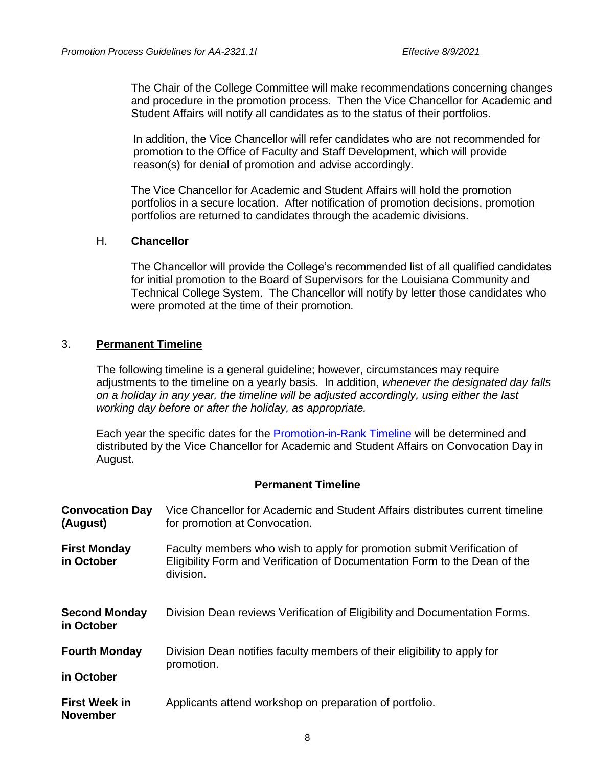The Chair of the College Committee will make recommendations concerning changes and procedure in the promotion process. Then the Vice Chancellor for Academic and Student Affairs will notify all candidates as to the status of their portfolios.

In addition, the Vice Chancellor will refer candidates who are not recommended for promotion to the Office of Faculty and Staff Development, which will provide reason(s) for denial of promotion and advise accordingly.

The Vice Chancellor for Academic and Student Affairs will hold the promotion portfolios in a secure location. After notification of promotion decisions, promotion portfolios are returned to candidates through the academic divisions.

H. **Chancellor**

The Chancellor will provide the College's recommended list of all qualified candidates for initial promotion to the Board of Supervisors for the Louisiana Community and Technical College System. The Chancellor will notify by letter those candidates who were promoted at the time of their promotion.

## 3. Permanent Timeline

The following timeline is a general guideline; however, circumstances may require adjustments to the timeline on a yearly basis. In addition, *whenever the designated day falls on a holiday in any year, the timeline will be adjusted accordingly, using either the last working day before or after the holiday, as appropriate.*

Each year the specific dates for the Promotion-in-Rank Timeline will be determined and distributed by the Vice Chancellor for Academic and Student Affairs on Convocation Day in August.

### Permanent Timeline

| | |
|---|---|
| **Convocation Day (August)** | Vice Chancellor for Academic and Student Affairs distributes current timeline for promotion at Convocation. |
| **First Monday in October** | Faculty members who wish to apply for promotion submit Verification of Eligibility Form and Verification of Documentation Form to the Dean of the division. |
| **Second Monday in October** | Division Dean reviews Verification of Eligibility and Documentation Forms. |
| **Fourth Monday in October** | Division Dean notifies faculty members of their eligibility to apply for promotion. |
| **First Week in November** | Applicants attend workshop on preparation of portfolio. |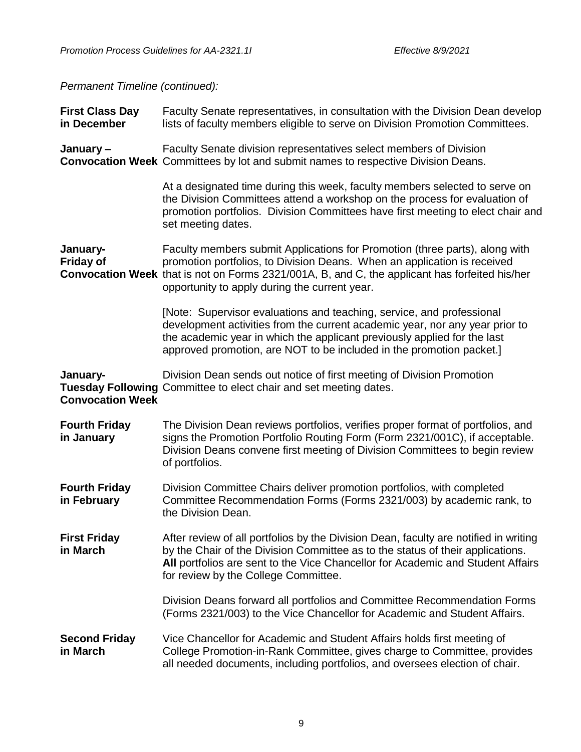*Permanent Timeline (continued):*

**First Class Day in December** — Faculty Senate representatives, in consultation with the Division Dean develop lists of faculty members eligible to serve on Division Promotion Committees.

**January – Convocation Week** — Faculty Senate division representatives select members of Division Committees by lot and submit names to respective Division Deans.

At a designated time during this week, faculty members selected to serve on the Division Committees attend a workshop on the process for evaluation of promotion portfolios. Division Committees have first meeting to elect chair and set meeting dates.

**January- Friday of Convocation Week** — Faculty members submit Applications for Promotion (three parts), along with promotion portfolios, to Division Deans. When an application is received that is not on Forms 2321/001A, B, and C, the applicant has forfeited his/her opportunity to apply during the current year.

[Note: Supervisor evaluations and teaching, service, and professional development activities from the current academic year, nor any year prior to the academic year in which the applicant previously applied for the last approved promotion, are NOT to be included in the promotion packet.]

**January- Tuesday Following Convocation Week** — Division Dean sends out notice of first meeting of Division Promotion Committee to elect chair and set meeting dates.

**Fourth Friday in January** — The Division Dean reviews portfolios, verifies proper format of portfolios, and signs the Promotion Portfolio Routing Form (Form 2321/001C), if acceptable. Division Deans convene first meeting of Division Committees to begin review of portfolios.

**Fourth Friday in February** — Division Committee Chairs deliver promotion portfolios, with completed Committee Recommendation Forms (Forms 2321/003) by academic rank, to the Division Dean.

**First Friday in March** — After review of all portfolios by the Division Dean, faculty are notified in writing by the Chair of the Division Committee as to the status of their applications. **All** portfolios are sent to the Vice Chancellor for Academic and Student Affairs for review by the College Committee.

Division Deans forward all portfolios and Committee Recommendation Forms (Forms 2321/003) to the Vice Chancellor for Academic and Student Affairs.

**Second Friday in March** — Vice Chancellor for Academic and Student Affairs holds first meeting of College Promotion-in-Rank Committee, gives charge to Committee, provides all needed documents, including portfolios, and oversees election of chair.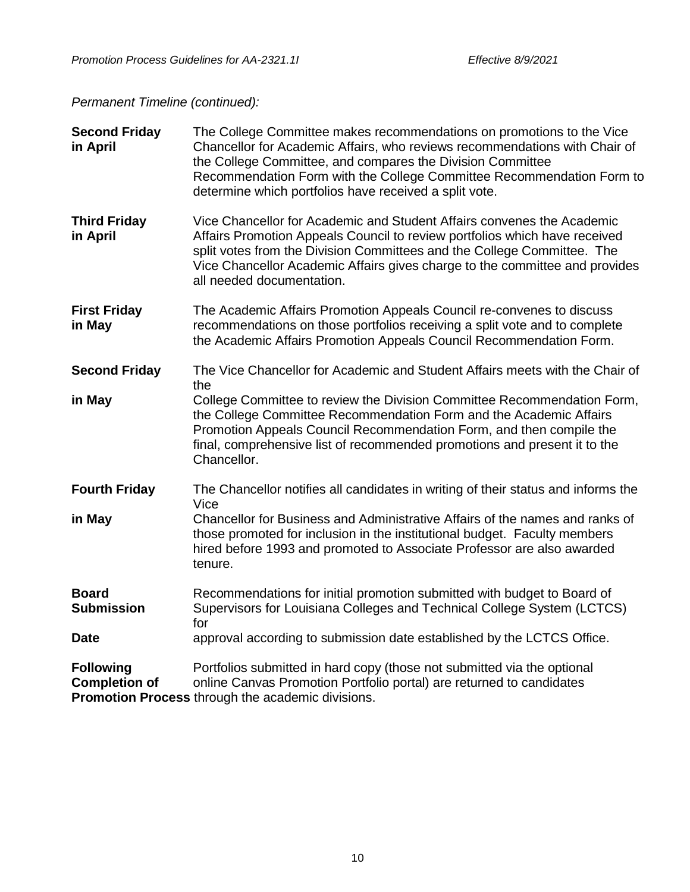*Permanent Timeline (continued):*

| | |
|---|---|
| **Second Friday in April** | The College Committee makes recommendations on promotions to the Vice Chancellor for Academic Affairs, who reviews recommendations with Chair of the College Committee, and compares the Division Committee Recommendation Form with the College Committee Recommendation Form to determine which portfolios have received a split vote. |
| **Third Friday in April** | Vice Chancellor for Academic and Student Affairs convenes the Academic Affairs Promotion Appeals Council to review portfolios which have received split votes from the Division Committees and the College Committee. The Vice Chancellor Academic Affairs gives charge to the committee and provides all needed documentation. |
| **First Friday in May** | The Academic Affairs Promotion Appeals Council re-convenes to discuss recommendations on those portfolios receiving a split vote and to complete the Academic Affairs Promotion Appeals Council Recommendation Form. |
| **Second Friday in May** | The Vice Chancellor for Academic and Student Affairs meets with the Chair of the College Committee to review the Division Committee Recommendation Form, the College Committee Recommendation Form and the Academic Affairs Promotion Appeals Council Recommendation Form, and then compile the final, comprehensive list of recommended promotions and present it to the Chancellor. |
| **Fourth Friday in May** | The Chancellor notifies all candidates in writing of their status and informs the Vice Chancellor for Business and Administrative Affairs of the names and ranks of those promoted for inclusion in the institutional budget. Faculty members hired before 1993 and promoted to Associate Professor are also awarded tenure. |
| **Board Submission Date** | Recommendations for initial promotion submitted with budget to Board of Supervisors for Louisiana Colleges and Technical College System (LCTCS) for approval according to submission date established by the LCTCS Office. |
| **Following Completion of Promotion Process** | Portfolios submitted in hard copy (those not submitted via the optional online Canvas Promotion Portfolio portal) are returned to candidates through the academic divisions. |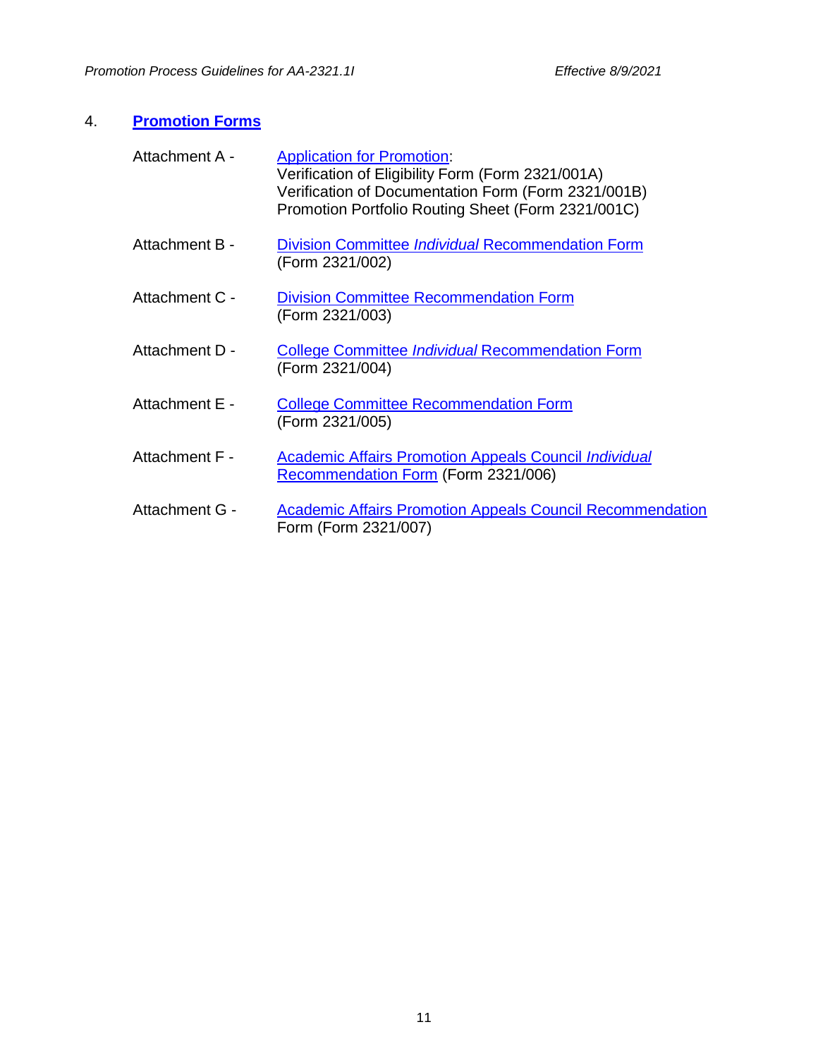## 4. **Promotion Forms**

| | |
|---|---|
| Attachment A - | Application for Promotion:<br>Verification of Eligibility Form (Form 2321/001A)<br>Verification of Documentation Form (Form 2321/001B)<br>Promotion Portfolio Routing Sheet (Form 2321/001C) |
| Attachment B - | Division Committee *Individual* Recommendation Form (Form 2321/002) |
| Attachment C - | Division Committee Recommendation Form (Form 2321/003) |
| Attachment D - | College Committee *Individual* Recommendation Form (Form 2321/004) |
| Attachment E - | College Committee Recommendation Form (Form 2321/005) |
| Attachment F - | Academic Affairs Promotion Appeals Council *Individual* Recommendation Form (Form 2321/006) |
| Attachment G - | Academic Affairs Promotion Appeals Council Recommendation Form (Form 2321/007) |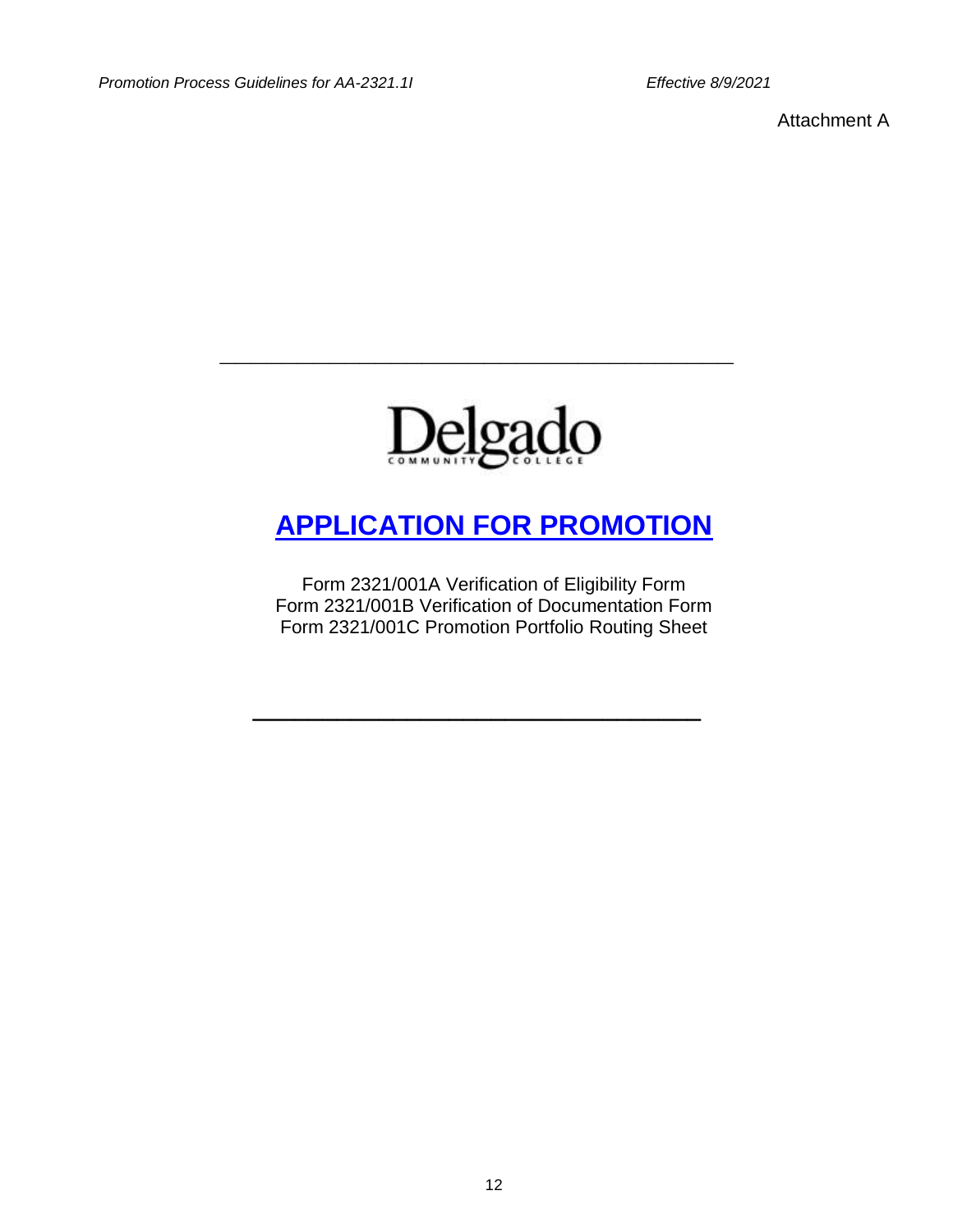Attachment A

Delgado Community College

# APPLICATION FOR PROMOTION

Form 2321/001A Verification of Eligibility Form
Form 2321/001B Verification of Documentation Form
Form 2321/001C Promotion Portfolio Routing Sheet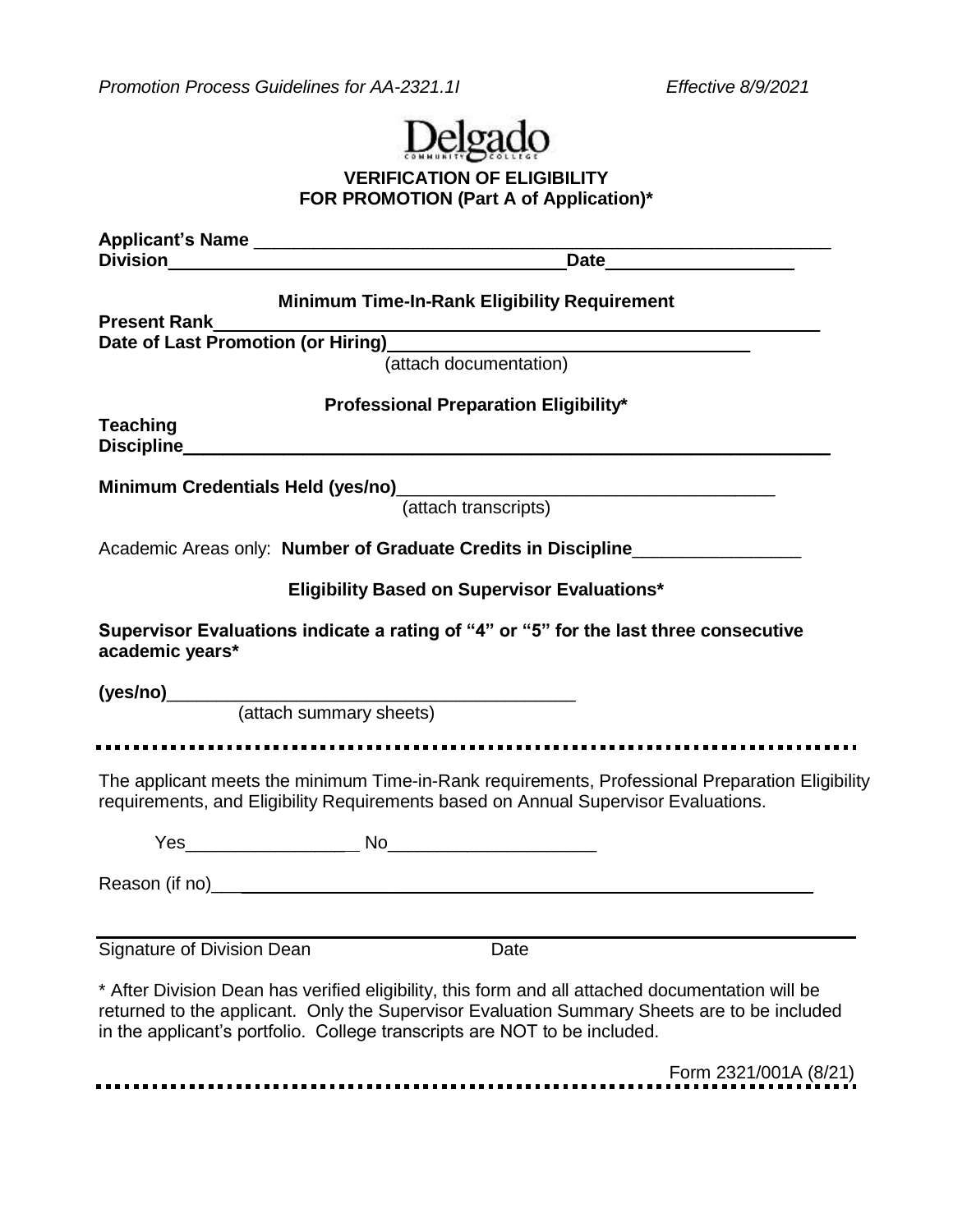Delgado

**VERIFICATION OF ELIGIBILITY**
**FOR PROMOTION (Part A of Application)***

**Applicant's Name** ____________________________________________________________

**Division**________________________________________**Date**___________________

**Minimum Time-In-Rank Eligibility Requirement**

**Present Rank**_________________________________________________________________

**Date of Last Promotion (or Hiring)**____________________________________
(attach documentation)

**Professional Preparation Eligibility***

**Teaching Discipline**___________________________________________________________

**Minimum Credentials Held (yes/no)**______________________________________
(attach transcripts)

Academic Areas only: **Number of Graduate Credits in Discipline**_________________

**Eligibility Based on Supervisor Evaluations***

**Supervisor Evaluations indicate a rating of "4" or "5" for the last three consecutive academic years***

**(yes/no)**_________________________________________
(attach summary sheets)

---

The applicant meets the minimum Time-in-Rank requirements, Professional Preparation Eligibility requirements, and Eligibility Requirements based on Annual Supervisor Evaluations.

Yes__________________ No_____________________

Reason (if no)_______________________________________________________________

_____________________________________________________________________________
Signature of Division Dean Date

* After Division Dean has verified eligibility, this form and all attached documentation will be returned to the applicant. Only the Supervisor Evaluation Summary Sheets are to be included in the applicant's portfolio. College transcripts are NOT to be included.

Form 2321/001A (8/21)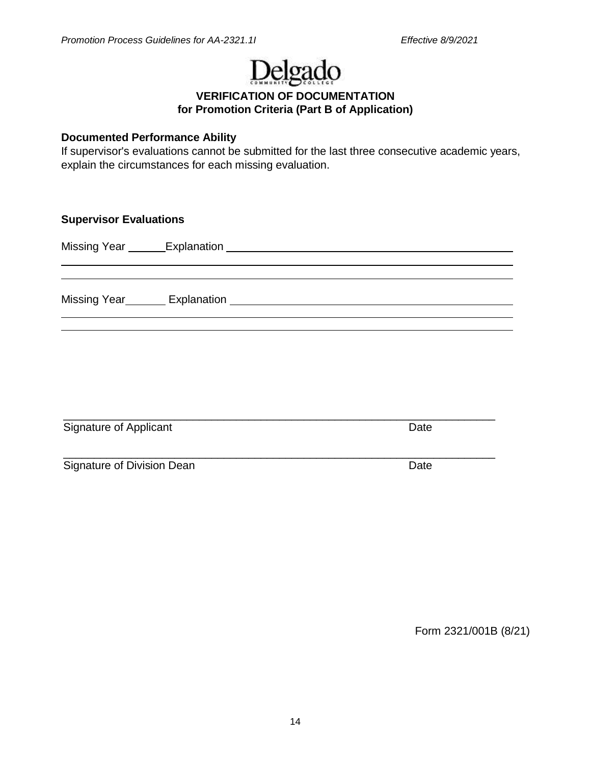**VERIFICATION OF DOCUMENTATION**
**for Promotion Criteria (Part B of Application)**

**Documented Performance Ability**

If supervisor's evaluations cannot be submitted for the last three consecutive academic years, explain the circumstances for each missing evaluation.

**Supervisor Evaluations**

Missing Year ______ Explanation ________________________________________________

_______________________________________________________________________________

_______________________________________________________________________________

Missing Year ______ Explanation ________________________________________________

_______________________________________________________________________________

_______________________________________________________________________________

_______________________________________________________________________________
Signature of Applicant Date

_______________________________________________________________________________
Signature of Division Dean Date

Form 2321/001B (8/21)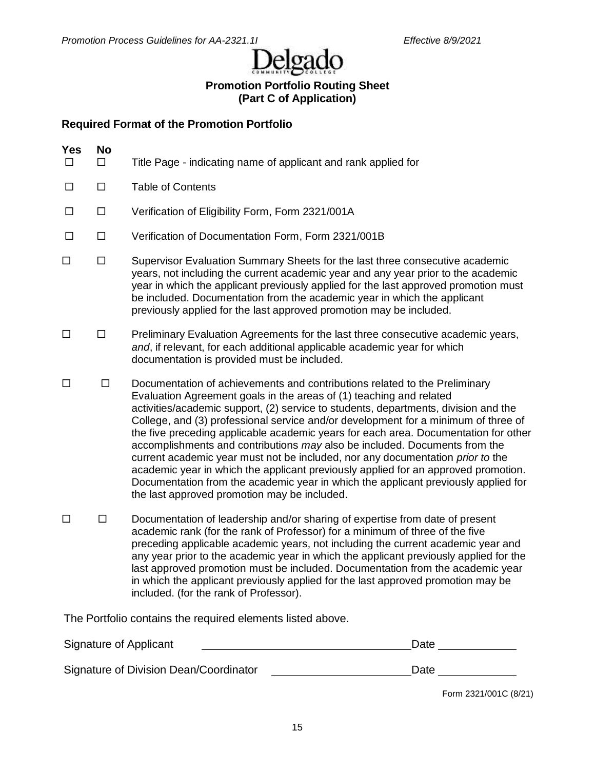Delgado Community College

# Promotion Portfolio Routing Sheet
## (Part C of Application)

### Required Format of the Promotion Portfolio

| Yes | No | |
|---|---|---|
| ☐ | ☐ | Title Page - indicating name of applicant and rank applied for |
| ☐ | ☐ | Table of Contents |
| ☐ | ☐ | Verification of Eligibility Form, Form 2321/001A |
| ☐ | ☐ | Verification of Documentation Form, Form 2321/001B |
| ☐ | ☐ | Supervisor Evaluation Summary Sheets for the last three consecutive academic years, not including the current academic year and any year prior to the academic year in which the applicant previously applied for the last approved promotion must be included. Documentation from the academic year in which the applicant previously applied for the last approved promotion may be included. |
| ☐ | ☐ | Preliminary Evaluation Agreements for the last three consecutive academic years, *and*, if relevant, for each additional applicable academic year for which documentation is provided must be included. |
| ☐ | ☐ | Documentation of achievements and contributions related to the Preliminary Evaluation Agreement goals in the areas of (1) teaching and related activities/academic support, (2) service to students, departments, division and the College, and (3) professional service and/or development for a minimum of three of the five preceding applicable academic years for each area. Documentation for other accomplishments and contributions *may* also be included. Documents from the current academic year must not be included, nor any documentation *prior to* the academic year in which the applicant previously applied for an approved promotion. Documentation from the academic year in which the applicant previously applied for the last approved promotion may be included. |
| ☐ | ☐ | Documentation of leadership and/or sharing of expertise from date of present academic rank (for the rank of Professor) for a minimum of three of the five preceding applicable academic years, not including the current academic year and any year prior to the academic year in which the applicant previously applied for the last approved promotion must be included. Documentation from the academic year in which the applicant previously applied for the last approved promotion may be included. (for the rank of Professor). |

The Portfolio contains the required elements listed above.

Signature of Applicant ________________________________ Date ____________

Signature of Division Dean/Coordinator ______________________ Date ____________

Form 2321/001C (8/21)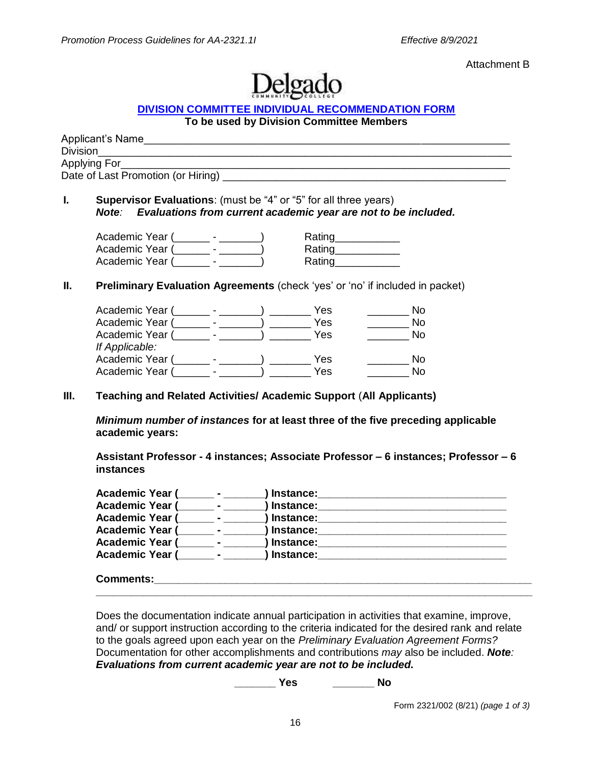Attachment B

Delgado Community College

## DIVISION COMMITTEE INDIVIDUAL RECOMMENDATION FORM

**To be used by Division Committee Members**

Applicant's Name_______________________________________________________________

Division_______________________________________________________________________

Applying For___________________________________________________________________

Date of Last Promotion (or Hiring) _______________________________________________

**I. Supervisor Evaluations**: (must be "4" or "5" for all three years)
***Note**: Evaluations from current academic year are not to be included.*

Academic Year (______ - _______) Rating___________
Academic Year (______ - _______) Rating___________
Academic Year (______ - _______) Rating___________

**II. Preliminary Evaluation Agreements** (check 'yes' or 'no' if included in packet)

Academic Year (______ - _______) _______ Yes _______ No
Academic Year (______ - _______) _______ Yes _______ No
Academic Year (______ - _______) _______ Yes _______ No
*If Applicable:*
Academic Year (______ - _______) _______ Yes _______ No
Academic Year (______ - _______) _______ Yes _______ No

**III. Teaching and Related Activities/ Academic Support (All Applicants)**

***Minimum number of instances*** **for at least three of the five preceding applicable academic years:**

**Assistant Professor - 4 instances; Associate Professor – 6 instances; Professor – 6 instances**

**Academic Year (______ - _______) Instance:_______________________________**
**Academic Year (______ - _______) Instance:_______________________________**
**Academic Year (______ - _______) Instance:_______________________________**
**Academic Year (______ - _______) Instance:_______________________________**
**Academic Year (______ - _______) Instance:_______________________________**
**Academic Year (______ - _______) Instance:_______________________________**

**Comments:**________________________________________________________________
_________________________________________________________________________

Does the documentation indicate annual participation in activities that examine, improve, and/ or support instruction according to the criteria indicated for the desired rank and relate to the goals agreed upon each year on the *Preliminary Evaluation Agreement Forms?* Documentation for other accomplishments and contributions *may* also be included. ***Note**: Evaluations from current academic year are not to be included.*

**_______ Yes _______ No**

Form 2321/002 (8/21) *(page 1 of 3)*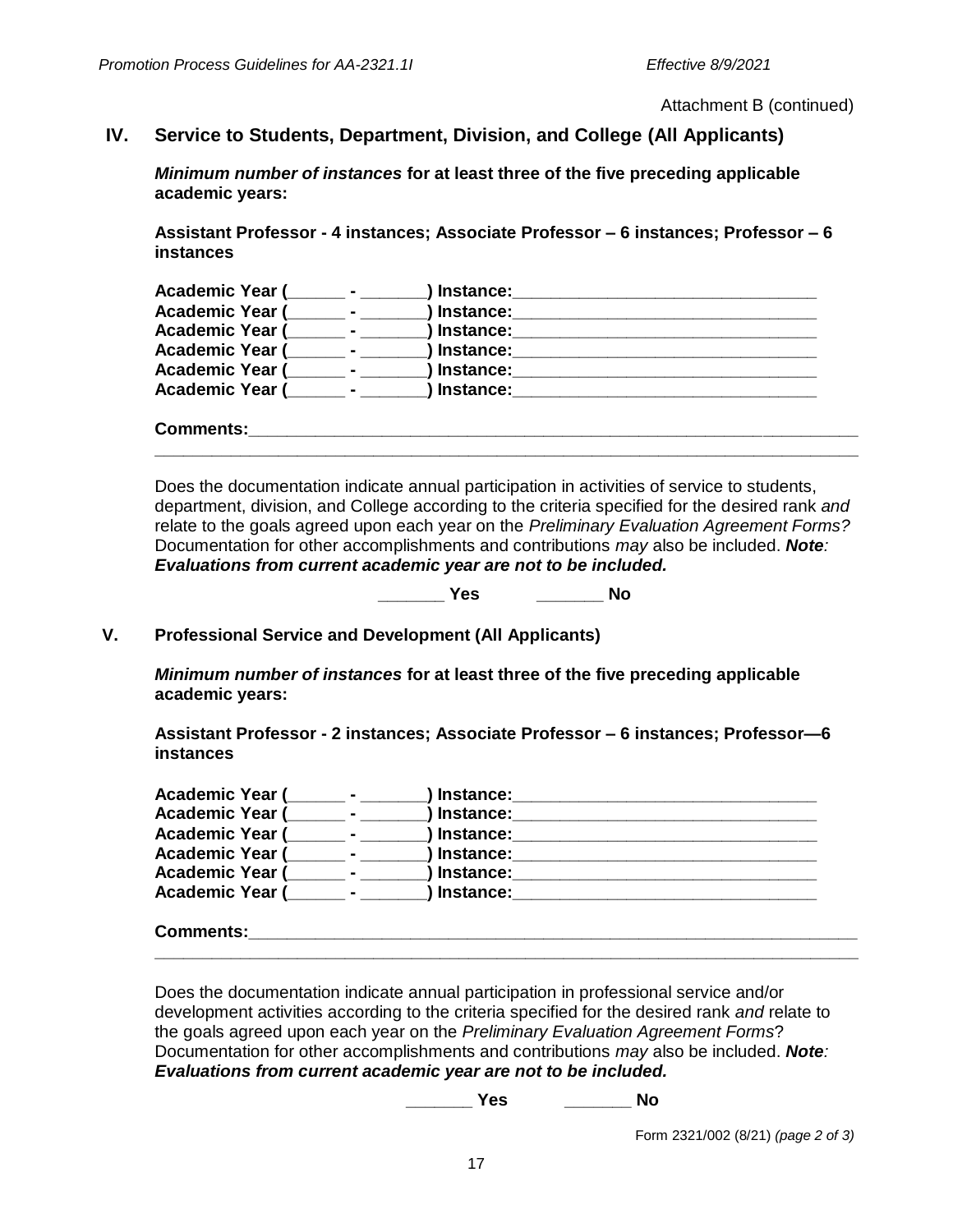Attachment B (continued)

## IV. Service to Students, Department, Division, and College (All Applicants)

***Minimum number of instances*** **for at least three of the five preceding applicable academic years:**

**Assistant Professor - 4 instances; Associate Professor – 6 instances; Professor – 6 instances**

**Academic Year (\_\_\_\_\_\_ - \_\_\_\_\_\_\_) Instance:\_\_\_\_\_\_\_\_\_\_\_\_\_\_\_\_\_\_\_\_\_\_\_\_\_\_\_\_\_\_\_\_**
**Academic Year (\_\_\_\_\_\_ - \_\_\_\_\_\_\_) Instance:\_\_\_\_\_\_\_\_\_\_\_\_\_\_\_\_\_\_\_\_\_\_\_\_\_\_\_\_\_\_\_\_**
**Academic Year (\_\_\_\_\_\_ - \_\_\_\_\_\_\_) Instance:\_\_\_\_\_\_\_\_\_\_\_\_\_\_\_\_\_\_\_\_\_\_\_\_\_\_\_\_\_\_\_\_**
**Academic Year (\_\_\_\_\_\_ - \_\_\_\_\_\_\_) Instance:\_\_\_\_\_\_\_\_\_\_\_\_\_\_\_\_\_\_\_\_\_\_\_\_\_\_\_\_\_\_\_\_**
**Academic Year (\_\_\_\_\_\_ - \_\_\_\_\_\_\_) Instance:\_\_\_\_\_\_\_\_\_\_\_\_\_\_\_\_\_\_\_\_\_\_\_\_\_\_\_\_\_\_\_\_**
**Academic Year (\_\_\_\_\_\_ - \_\_\_\_\_\_\_) Instance:\_\_\_\_\_\_\_\_\_\_\_\_\_\_\_\_\_\_\_\_\_\_\_\_\_\_\_\_\_\_\_\_**

**Comments:\_\_\_\_\_\_\_\_\_\_\_\_\_\_\_\_\_\_\_\_\_\_\_\_\_\_\_\_\_\_\_\_\_\_\_\_\_\_\_\_\_\_\_\_\_\_\_\_\_\_\_\_\_\_\_\_\_\_\_\_\_\_\_\_**
**\_\_\_\_\_\_\_\_\_\_\_\_\_\_\_\_\_\_\_\_\_\_\_\_\_\_\_\_\_\_\_\_\_\_\_\_\_\_\_\_\_\_\_\_\_\_\_\_\_\_\_\_\_\_\_\_\_\_\_\_\_\_\_\_\_\_\_\_\_\_\_\_\_\_**

Does the documentation indicate annual participation in activities of service to students, department, division, and College according to the criteria specified for the desired rank *and* relate to the goals agreed upon each year on the *Preliminary Evaluation Agreement Forms?* Documentation for other accomplishments and contributions *may* also be included. ***Note: Evaluations from current academic year are not to be included.***

**\_\_\_\_\_\_\_ Yes \_\_\_\_\_\_\_ No**

## V. Professional Service and Development (All Applicants)

***Minimum number of instances*** **for at least three of the five preceding applicable academic years:**

**Assistant Professor - 2 instances; Associate Professor – 6 instances; Professor—6 instances**

**Academic Year (\_\_\_\_\_\_ - \_\_\_\_\_\_\_) Instance:\_\_\_\_\_\_\_\_\_\_\_\_\_\_\_\_\_\_\_\_\_\_\_\_\_\_\_\_\_\_\_\_**
**Academic Year (\_\_\_\_\_\_ - \_\_\_\_\_\_\_) Instance:\_\_\_\_\_\_\_\_\_\_\_\_\_\_\_\_\_\_\_\_\_\_\_\_\_\_\_\_\_\_\_\_**
**Academic Year (\_\_\_\_\_\_ - \_\_\_\_\_\_\_) Instance:\_\_\_\_\_\_\_\_\_\_\_\_\_\_\_\_\_\_\_\_\_\_\_\_\_\_\_\_\_\_\_\_**
**Academic Year (\_\_\_\_\_\_ - \_\_\_\_\_\_\_) Instance:\_\_\_\_\_\_\_\_\_\_\_\_\_\_\_\_\_\_\_\_\_\_\_\_\_\_\_\_\_\_\_\_**
**Academic Year (\_\_\_\_\_\_ - \_\_\_\_\_\_\_) Instance:\_\_\_\_\_\_\_\_\_\_\_\_\_\_\_\_\_\_\_\_\_\_\_\_\_\_\_\_\_\_\_\_**
**Academic Year (\_\_\_\_\_\_ - \_\_\_\_\_\_\_) Instance:\_\_\_\_\_\_\_\_\_\_\_\_\_\_\_\_\_\_\_\_\_\_\_\_\_\_\_\_\_\_\_\_**

**Comments:\_\_\_\_\_\_\_\_\_\_\_\_\_\_\_\_\_\_\_\_\_\_\_\_\_\_\_\_\_\_\_\_\_\_\_\_\_\_\_\_\_\_\_\_\_\_\_\_\_\_\_\_\_\_\_\_\_\_\_\_\_\_\_\_**
**\_\_\_\_\_\_\_\_\_\_\_\_\_\_\_\_\_\_\_\_\_\_\_\_\_\_\_\_\_\_\_\_\_\_\_\_\_\_\_\_\_\_\_\_\_\_\_\_\_\_\_\_\_\_\_\_\_\_\_\_\_\_\_\_\_\_\_\_\_\_\_\_\_\_**

Does the documentation indicate annual participation in professional service and/or development activities according to the criteria specified for the desired rank *and* relate to the goals agreed upon each year on the *Preliminary Evaluation Agreement Forms*? Documentation for other accomplishments and contributions *may* also be included. ***Note: Evaluations from current academic year are not to be included.***

**\_\_\_\_\_\_\_ Yes \_\_\_\_\_\_\_ No**

Form 2321/002 (8/21) *(page 2 of 3)*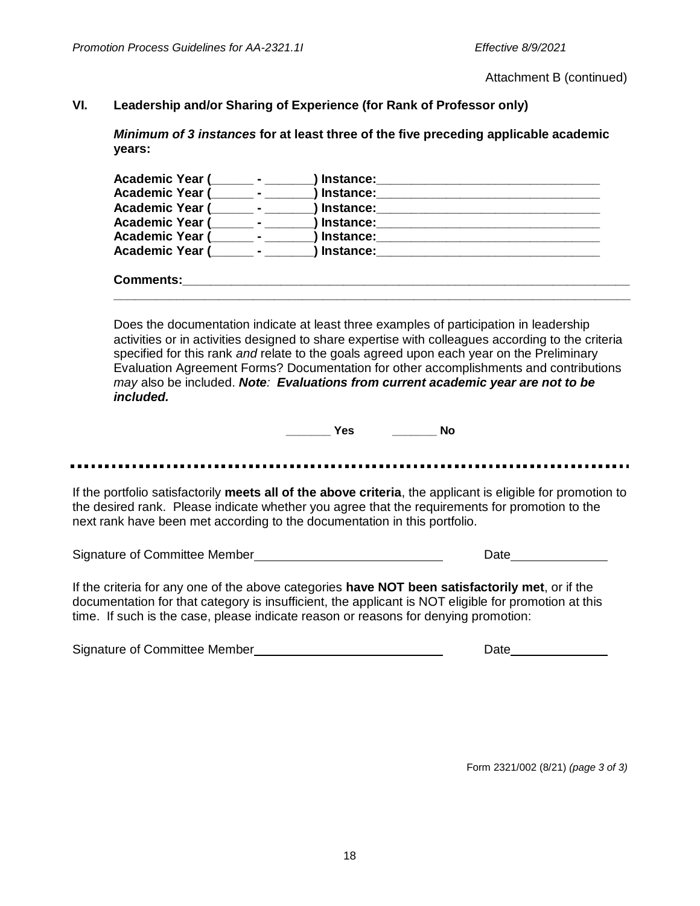Attachment B (continued)

## VI. Leadership and/or Sharing of Experience (for Rank of Professor only)

***Minimum of 3 instances*** **for at least three of the five preceding applicable academic years:**

**Academic Year (______ - _______) Instance:________________________________**
**Academic Year (______ - _______) Instance:________________________________**
**Academic Year (______ - _______) Instance:________________________________**
**Academic Year (______ - _______) Instance:________________________________**
**Academic Year (______ - _______) Instance:________________________________**
**Academic Year (______ - _______) Instance:________________________________**

**Comments:**___________________________________________________________
_____________________________________________________________________

Does the documentation indicate at least three examples of participation in leadership activities or in activities designed to share expertise with colleagues according to the criteria specified for this rank *and* relate to the goals agreed upon each year on the Preliminary Evaluation Agreement Forms? Documentation for other accomplishments and contributions *may* also be included. ***Note*:** ***Evaluations from current academic year are not to be included.***

**_______ Yes _______ No**

---

If the portfolio satisfactorily **meets all of the above criteria**, the applicant is eligible for promotion to the desired rank. Please indicate whether you agree that the requirements for promotion to the next rank have been met according to the documentation in this portfolio.

Signature of Committee Member____________________________ Date______________

If the criteria for any one of the above categories **have NOT been satisfactorily met**, or if the documentation for that category is insufficient, the applicant is NOT eligible for promotion at this time. If such is the case, please indicate reason or reasons for denying promotion:

Signature of Committee Member____________________________ Date______________

Form 2321/002 (8/21) *(page 3 of 3)*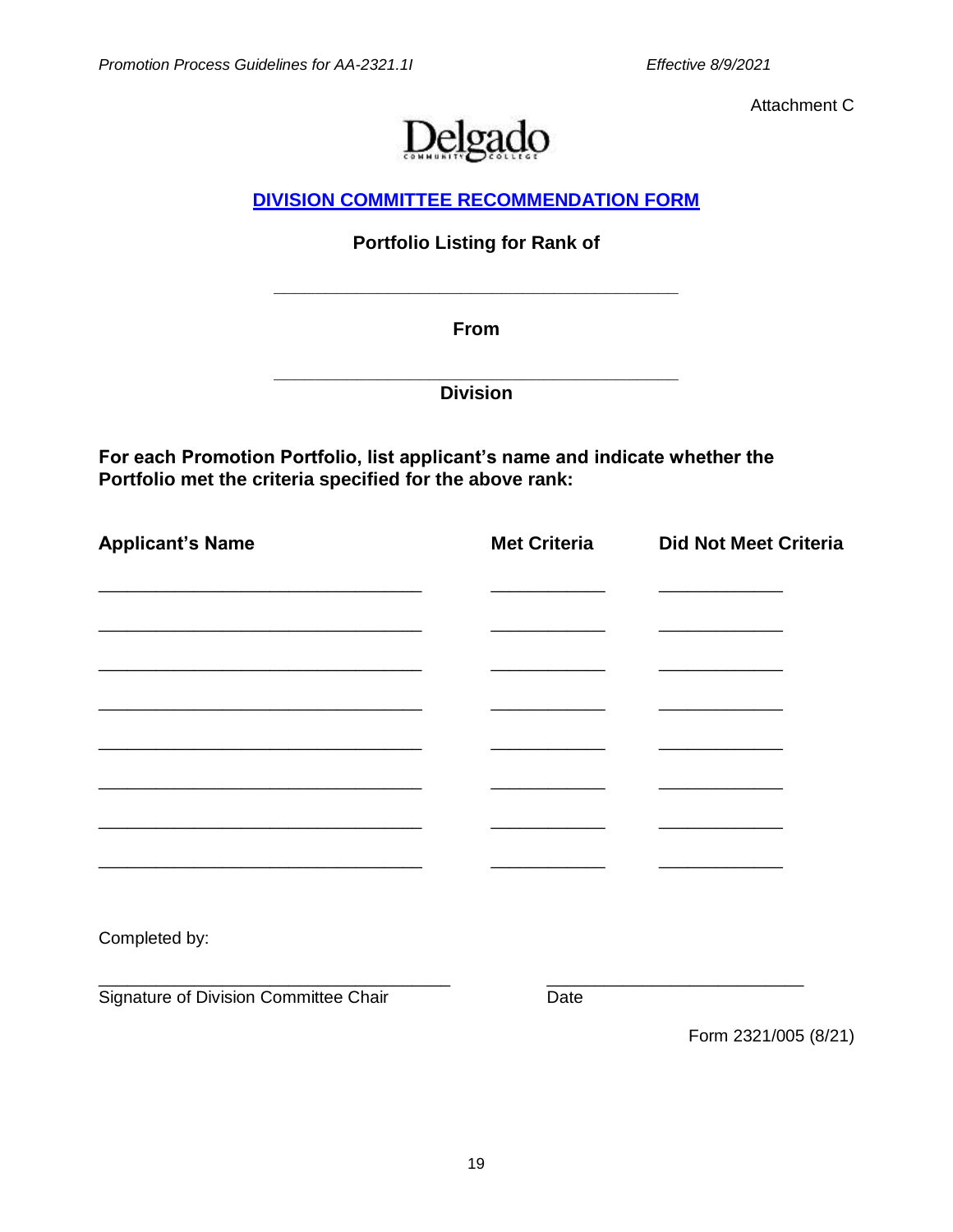Attachment C

Delgado Community College

## DIVISION COMMITTEE RECOMMENDATION FORM

**Portfolio Listing for Rank of**

\_\_\_\_\_\_\_\_\_\_\_\_\_\_\_\_\_\_\_\_\_\_\_\_\_\_\_\_\_\_\_\_\_\_\_\_\_\_\_\_

**From**

\_\_\_\_\_\_\_\_\_\_\_\_\_\_\_\_\_\_\_\_\_\_\_\_\_\_\_\_\_\_\_\_\_\_\_\_\_\_\_\_

**Division**

**For each Promotion Portfolio, list applicant's name and indicate whether the Portfolio met the criteria specified for the above rank:**

| Applicant's Name | Met Criteria | Did Not Meet Criteria |
|---|---|---|
| | | |
| | | |
| | | |
| | | |
| | | |
| | | |
| | | |
| | | |

Completed by:

\_\_\_\_\_\_\_\_\_\_\_\_\_\_\_\_\_\_\_\_\_\_\_\_\_\_\_\_\_\_\_\_\_\_\_\_ \_\_\_\_\_\_\_\_\_\_\_\_\_\_\_\_\_\_\_\_\_\_\_\_\_\_

Signature of Division Committee Chair Date

Form 2321/005 (8/21)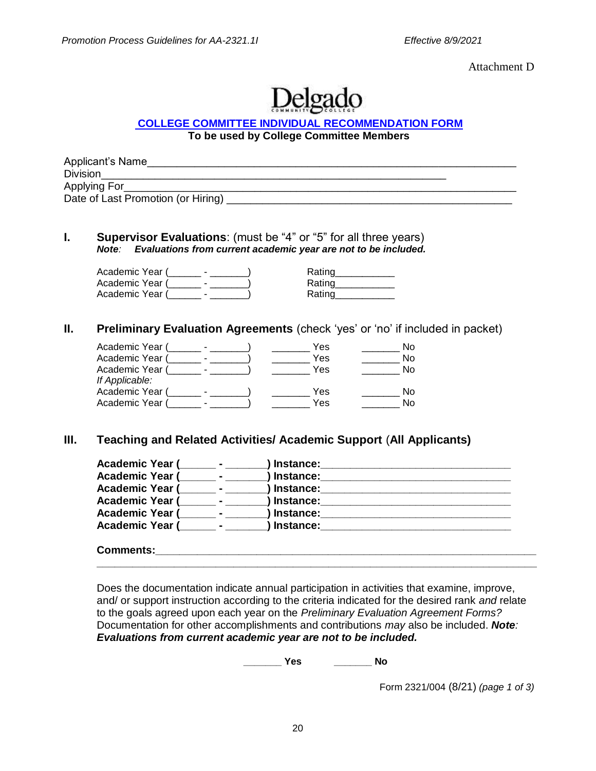Attachment D

Delgado Community College

## COLLEGE COMMITTEE INDIVIDUAL RECOMMENDATION FORM

**To be used by College Committee Members**

Applicant's Name_______________________________________________

Division_______________________________________________

Applying For_______________________________________________

Date of Last Promotion (or Hiring) _______________________________

**I. Supervisor Evaluations**: (must be "4" or "5" for all three years)
***Note**: Evaluations from current academic year are not to be included.*

Academic Year (______ - _______) Rating___________

Academic Year (______ - _______) Rating___________

Academic Year (______ - _______) Rating___________

**II. Preliminary Evaluation Agreements** (check 'yes' or 'no' if included in packet)

Academic Year (______ - _______) _______ Yes _______ No

Academic Year (______ - _______) _______ Yes _______ No

Academic Year (______ - _______) _______ Yes _______ No

*If Applicable:*

Academic Year (______ - _______) _______ Yes _______ No

Academic Year (______ - _______) _______ Yes _______ No

**III. Teaching and Related Activities/ Academic Support** (**All Applicants)**

**Academic Year (______ - _______) Instance:________________________________**

**Academic Year (______ - _______) Instance:________________________________**

**Academic Year (______ - _______) Instance:________________________________**

**Academic Year (______ - _______) Instance:________________________________**

**Academic Year (______ - _______) Instance:________________________________**

**Academic Year (______ - _______) Instance:________________________________**

**Comments:___________________________________________________________**

______________________________________________________________________

Does the documentation indicate annual participation in activities that examine, improve, and/ or support instruction according to the criteria indicated for the desired rank *and* relate to the goals agreed upon each year on the *Preliminary Evaluation Agreement Forms?* Documentation for other accomplishments and contributions *may* also be included. ***Note**: Evaluations from current academic year are not to be included.*

**_______ Yes _______ No**

Form 2321/004 (8/21) *(page 1 of 3)*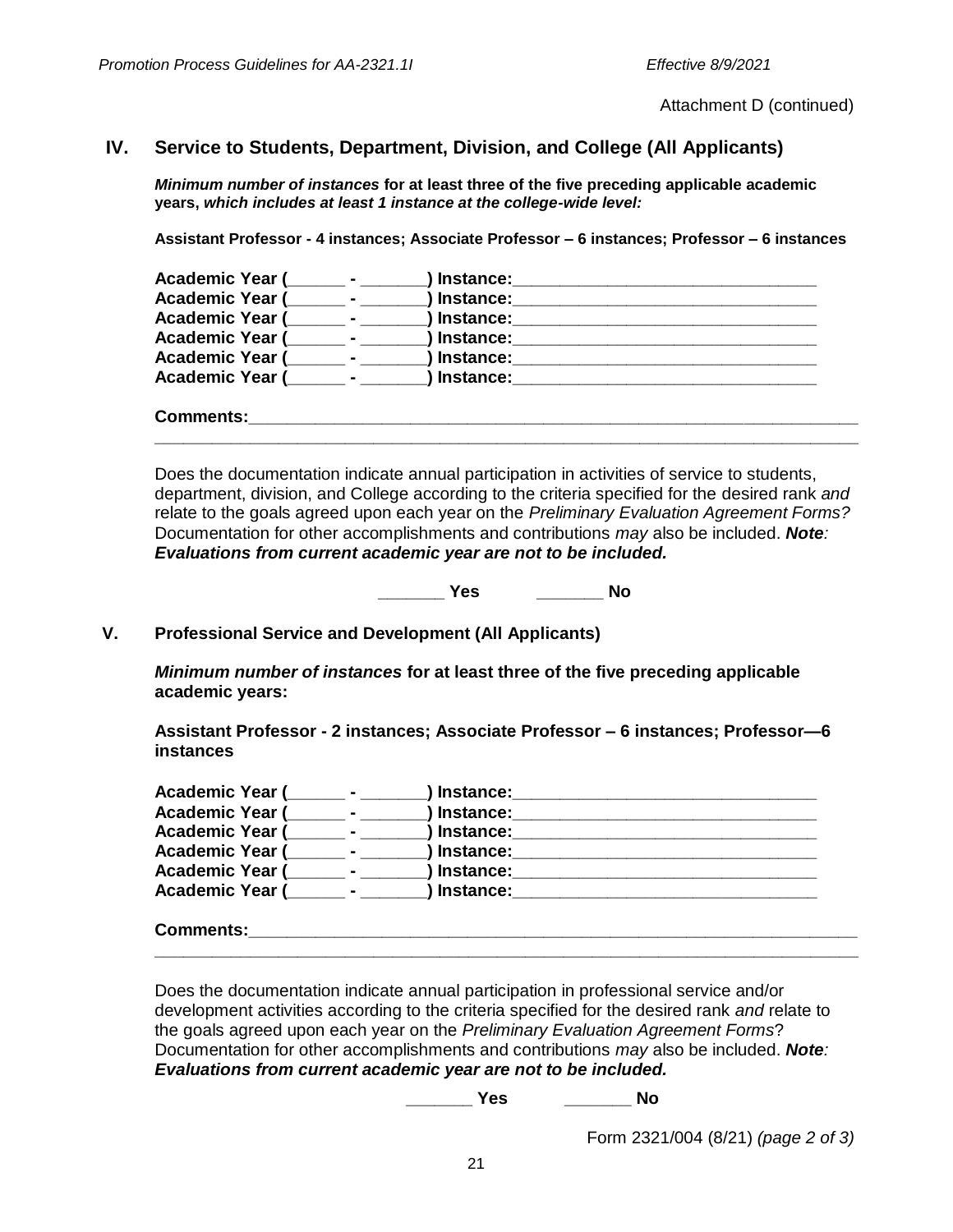Attachment D (continued)

## IV. Service to Students, Department, Division, and College (All Applicants)

***Minimum number of instances*** **for at least three of the five preceding applicable academic years, *which includes at least 1 instance at the college-wide level:***

**Assistant Professor - 4 instances; Associate Professor – 6 instances; Professor – 6 instances**

**Academic Year (______ - _______) Instance:________________________________**
**Academic Year (______ - _______) Instance:________________________________**
**Academic Year (______ - _______) Instance:________________________________**
**Academic Year (______ - _______) Instance:________________________________**
**Academic Year (______ - _______) Instance:________________________________**
**Academic Year (______ - _______) Instance:________________________________**

**Comments:**_________________________________________________________________
__________________________________________________________________________

Does the documentation indicate annual participation in activities of service to students, department, division, and College according to the criteria specified for the desired rank *and* relate to the goals agreed upon each year on the *Preliminary Evaluation Agreement Forms?* Documentation for other accomplishments and contributions *may* also be included. ***Note: Evaluations from current academic year are not to be included.***

**_______ Yes     _______ No**

## V. Professional Service and Development (All Applicants)

***Minimum number of instances*** **for at least three of the five preceding applicable academic years:**

**Assistant Professor - 2 instances; Associate Professor – 6 instances; Professor—6 instances**

**Academic Year (______ - _______) Instance:________________________________**
**Academic Year (______ - _______) Instance:________________________________**
**Academic Year (______ - _______) Instance:________________________________**
**Academic Year (______ - _______) Instance:________________________________**
**Academic Year (______ - _______) Instance:________________________________**
**Academic Year (______ - _______) Instance:________________________________**

**Comments:**_________________________________________________________________
__________________________________________________________________________

Does the documentation indicate annual participation in professional service and/or development activities according to the criteria specified for the desired rank *and* relate to the goals agreed upon each year on the *Preliminary Evaluation Agreement Forms*? Documentation for other accomplishments and contributions *may* also be included. ***Note: Evaluations from current academic year are not to be included.***

**_______ Yes     _______ No**

Form 2321/004 (8/21) *(page 2 of 3)*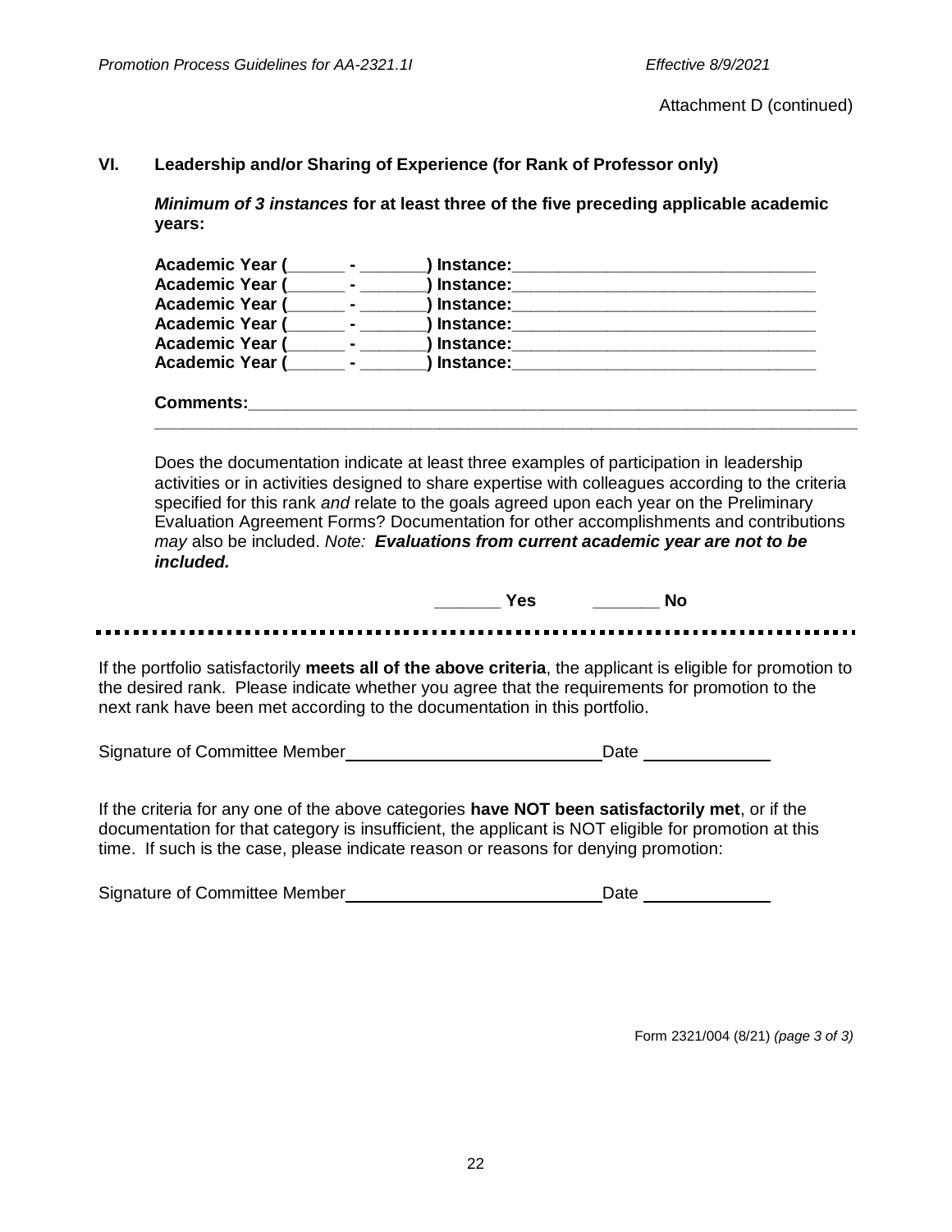Attachment D (continued)

## VI. Leadership and/or Sharing of Experience (for Rank of Professor only)

***Minimum of 3 instances*** **for at least three of the five preceding applicable academic years:**

**Academic Year (\_\_\_\_\_\_ - \_\_\_\_\_\_\_) Instance:\_\_\_\_\_\_\_\_\_\_\_\_\_\_\_\_\_\_\_\_\_\_\_\_\_\_\_\_\_\_\_\_**
**Academic Year (\_\_\_\_\_\_ - \_\_\_\_\_\_\_) Instance:\_\_\_\_\_\_\_\_\_\_\_\_\_\_\_\_\_\_\_\_\_\_\_\_\_\_\_\_\_\_\_\_**
**Academic Year (\_\_\_\_\_\_ - \_\_\_\_\_\_\_) Instance:\_\_\_\_\_\_\_\_\_\_\_\_\_\_\_\_\_\_\_\_\_\_\_\_\_\_\_\_\_\_\_\_**
**Academic Year (\_\_\_\_\_\_ - \_\_\_\_\_\_\_) Instance:\_\_\_\_\_\_\_\_\_\_\_\_\_\_\_\_\_\_\_\_\_\_\_\_\_\_\_\_\_\_\_\_**
**Academic Year (\_\_\_\_\_\_ - \_\_\_\_\_\_\_) Instance:\_\_\_\_\_\_\_\_\_\_\_\_\_\_\_\_\_\_\_\_\_\_\_\_\_\_\_\_\_\_\_\_**
**Academic Year (\_\_\_\_\_\_ - \_\_\_\_\_\_\_) Instance:\_\_\_\_\_\_\_\_\_\_\_\_\_\_\_\_\_\_\_\_\_\_\_\_\_\_\_\_\_\_\_\_**

**Comments:\_\_\_\_\_\_\_\_\_\_\_\_\_\_\_\_\_\_\_\_\_\_\_\_\_\_\_\_\_\_\_\_\_\_\_\_\_\_\_\_\_\_\_\_\_\_\_\_\_\_\_\_\_\_\_\_\_\_\_\_\_\_\_\_**
**\_\_\_\_\_\_\_\_\_\_\_\_\_\_\_\_\_\_\_\_\_\_\_\_\_\_\_\_\_\_\_\_\_\_\_\_\_\_\_\_\_\_\_\_\_\_\_\_\_\_\_\_\_\_\_\_\_\_\_\_\_\_\_\_\_\_\_\_\_\_\_\_\_\_\_\_**

Does the documentation indicate at least three examples of participation in leadership activities or in activities designed to share expertise with colleagues according to the criteria specified for this rank *and* relate to the goals agreed upon each year on the Preliminary Evaluation Agreement Forms? Documentation for other accomplishments and contributions *may* also be included. *Note:* ***Evaluations from current academic year are not to be included.***

**\_\_\_\_\_\_\_ Yes** **\_\_\_\_\_\_\_ No**

---

If the portfolio satisfactorily **meets all of the above criteria**, the applicant is eligible for promotion to the desired rank. Please indicate whether you agree that the requirements for promotion to the next rank have been met according to the documentation in this portfolio.

Signature of Committee Member\_\_\_\_\_\_\_\_\_\_\_\_\_\_\_\_\_\_\_\_\_\_\_\_\_\_\_\_Date \_\_\_\_\_\_\_\_\_\_\_\_\_\_

If the criteria for any one of the above categories **have NOT been satisfactorily met**, or if the documentation for that category is insufficient, the applicant is NOT eligible for promotion at this time. If such is the case, please indicate reason or reasons for denying promotion:

Signature of Committee Member\_\_\_\_\_\_\_\_\_\_\_\_\_\_\_\_\_\_\_\_\_\_\_\_\_\_\_\_Date \_\_\_\_\_\_\_\_\_\_\_\_\_\_

Form 2321/004 (8/21) *(page 3 of 3)*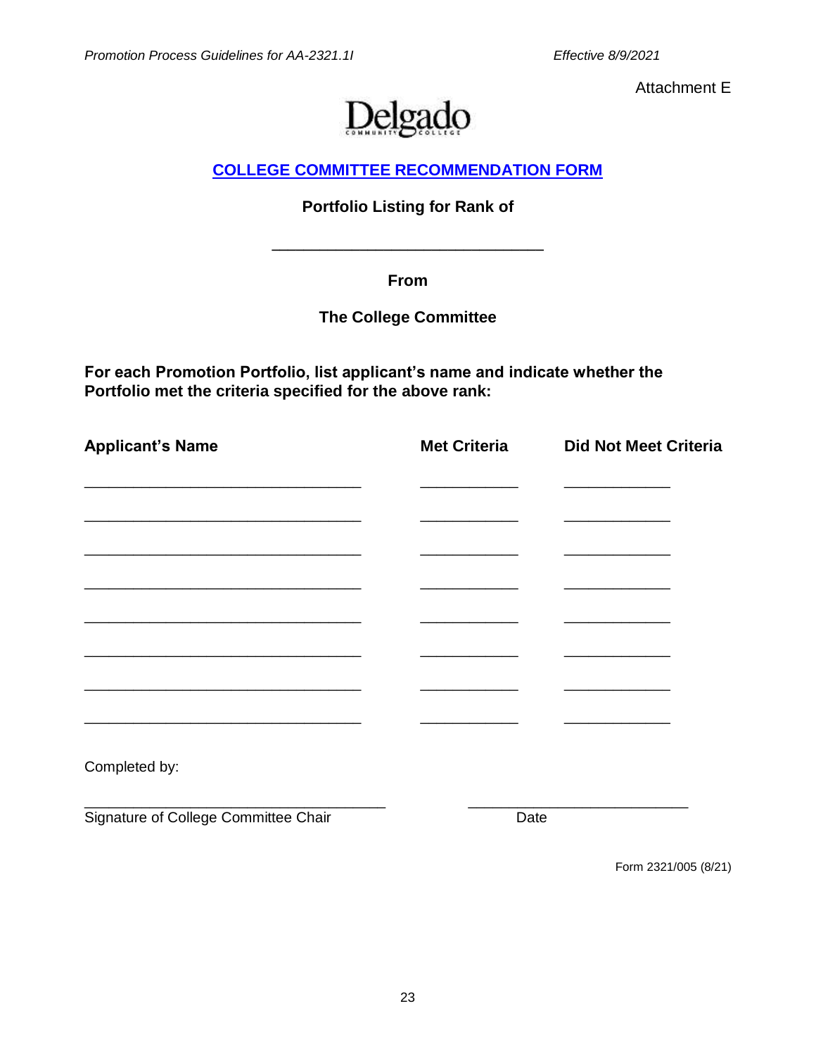Attachment E

Delgado Community College

## COLLEGE COMMITTEE RECOMMENDATION FORM

**Portfolio Listing for Rank of**

________________________________

**From**

**The College Committee**

**For each Promotion Portfolio, list applicant's name and indicate whether the Portfolio met the criteria specified for the above rank:**

| Applicant's Name | Met Criteria | Did Not Meet Criteria |
|---|---|---|
| ________________________________ | ____________ | ____________ |
| ________________________________ | ____________ | ____________ |
| ________________________________ | ____________ | ____________ |
| ________________________________ | ____________ | ____________ |
| ________________________________ | ____________ | ____________ |
| ________________________________ | ____________ | ____________ |
| ________________________________ | ____________ | ____________ |
| ________________________________ | ____________ | ____________ |

Completed by:

___________________________________ ___________________________

Signature of College Committee Chair Date

Form 2321/005 (8/21)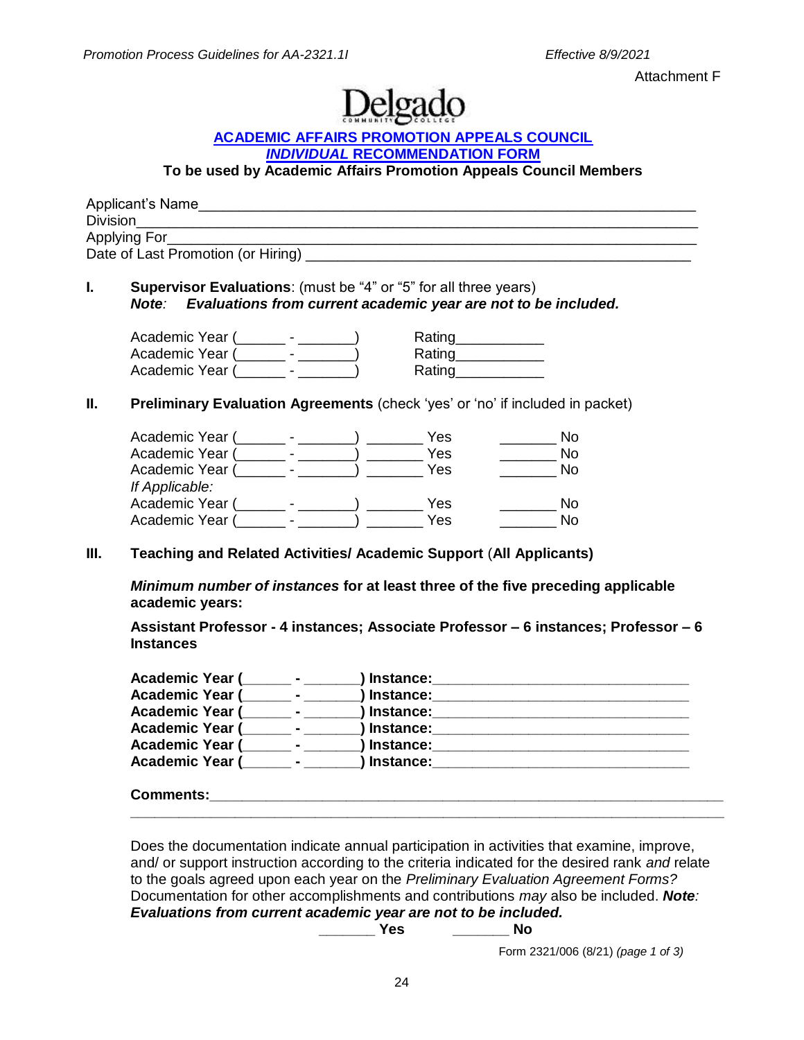Attachment F

Delgado Community College

## ACADEMIC AFFAIRS PROMOTION APPEALS COUNCIL
## *INDIVIDUAL* RECOMMENDATION FORM

**To be used by Academic Affairs Promotion Appeals Council Members**

Applicant's Name______________________________________________________________
Division______________________________________________________________________
Applying For__________________________________________________________________
Date of Last Promotion (or Hiring) ______________________________________________

**I. Supervisor Evaluations**: (must be "4" or "5" for all three years)
***Note**: Evaluations from current academic year are not to be included.*

Academic Year (______ - _______) Rating___________
Academic Year (______ - _______) Rating___________
Academic Year (______ - _______) Rating___________

**II. Preliminary Evaluation Agreements** (check 'yes' or 'no' if included in packet)

Academic Year (______ - _______) _______ Yes _______ No
Academic Year (______ - _______) _______ Yes _______ No
Academic Year (______ - _______) _______ Yes _______ No
*If Applicable:*
Academic Year (______ - _______) _______ Yes _______ No
Academic Year (______ - _______) _______ Yes _______ No

**III. Teaching and Related Activities/ Academic Support (All Applicants)**

***Minimum number of instances* for at least three of the five preceding applicable academic years:**

**Assistant Professor - 4 instances; Associate Professor – 6 instances; Professor – 6 Instances**

**Academic Year (______ - _______) Instance:_______________________________**
**Academic Year (______ - _______) Instance:_______________________________**
**Academic Year (______ - _______) Instance:_______________________________**
**Academic Year (______ - _______) Instance:_______________________________**
**Academic Year (______ - _______) Instance:_______________________________**
**Academic Year (______ - _______) Instance:_______________________________**

**Comments:**_____________________________________________________________
_____________________________________________________________________________

Does the documentation indicate annual participation in activities that examine, improve, and/ or support instruction according to the criteria indicated for the desired rank *and* relate to the goals agreed upon each year on the *Preliminary Evaluation Agreement Forms?* Documentation for other accomplishments and contributions *may* also be included. ***Note**: Evaluations from current academic year are not to be included.*

**_______ Yes _______ No**

Form 2321/006 (8/21) *(page 1 of 3)*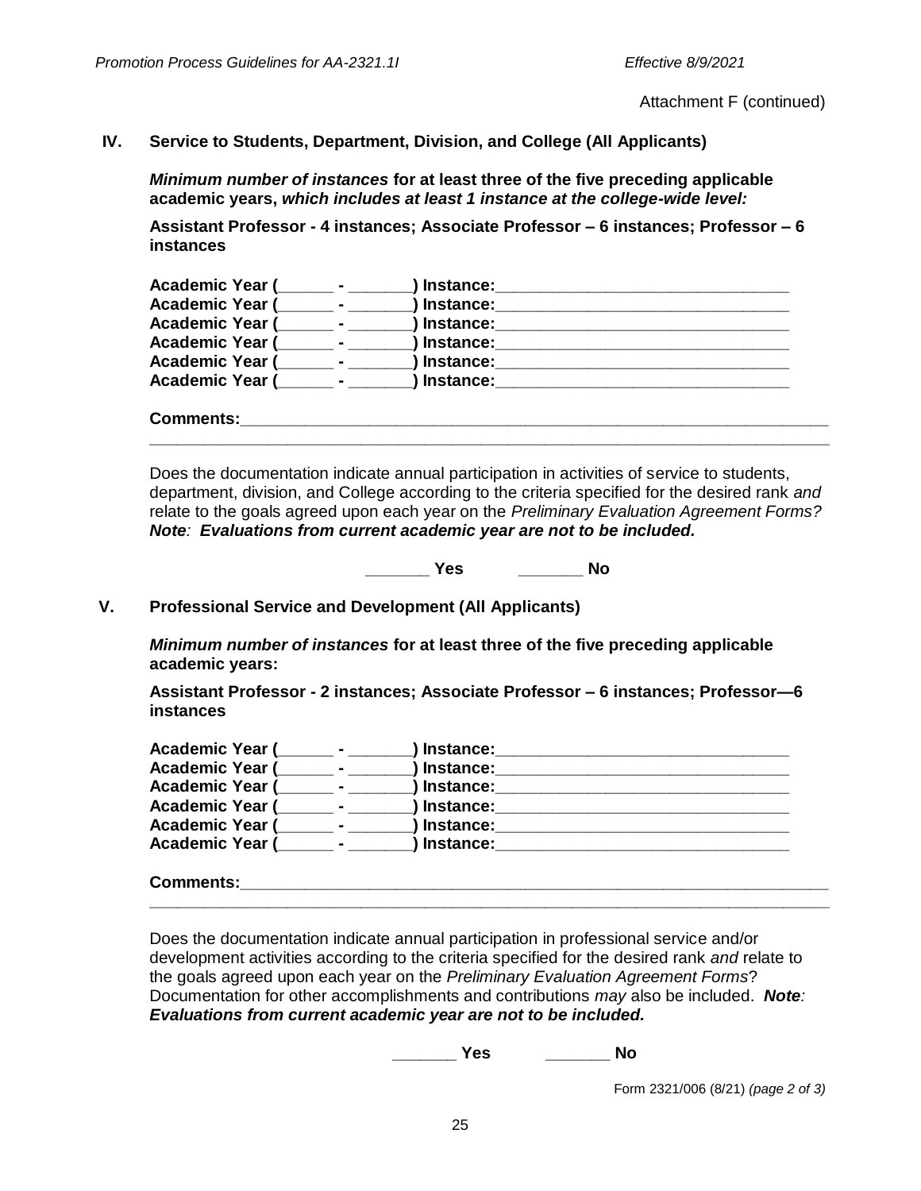Attachment F (continued)

## IV. Service to Students, Department, Division, and College (All Applicants)

***Minimum number of instances* for at least three of the five preceding applicable academic years, *which includes at least 1 instance at the college-wide level:***

**Assistant Professor - 4 instances; Associate Professor – 6 instances; Professor – 6 instances**

**Academic Year (\_\_\_\_\_\_ - \_\_\_\_\_\_\_) Instance:\_\_\_\_\_\_\_\_\_\_\_\_\_\_\_\_\_\_\_\_\_\_\_\_\_\_\_\_\_\_\_\_**
**Academic Year (\_\_\_\_\_\_ - \_\_\_\_\_\_\_) Instance:\_\_\_\_\_\_\_\_\_\_\_\_\_\_\_\_\_\_\_\_\_\_\_\_\_\_\_\_\_\_\_\_**
**Academic Year (\_\_\_\_\_\_ - \_\_\_\_\_\_\_) Instance:\_\_\_\_\_\_\_\_\_\_\_\_\_\_\_\_\_\_\_\_\_\_\_\_\_\_\_\_\_\_\_\_**
**Academic Year (\_\_\_\_\_\_ - \_\_\_\_\_\_\_) Instance:\_\_\_\_\_\_\_\_\_\_\_\_\_\_\_\_\_\_\_\_\_\_\_\_\_\_\_\_\_\_\_\_**
**Academic Year (\_\_\_\_\_\_ - \_\_\_\_\_\_\_) Instance:\_\_\_\_\_\_\_\_\_\_\_\_\_\_\_\_\_\_\_\_\_\_\_\_\_\_\_\_\_\_\_\_**
**Academic Year (\_\_\_\_\_\_ - \_\_\_\_\_\_\_) Instance:\_\_\_\_\_\_\_\_\_\_\_\_\_\_\_\_\_\_\_\_\_\_\_\_\_\_\_\_\_\_\_\_**

**Comments:\_\_\_\_\_\_\_\_\_\_\_\_\_\_\_\_\_\_\_\_\_\_\_\_\_\_\_\_\_\_\_\_\_\_\_\_\_\_\_\_\_\_\_\_\_\_\_\_\_\_\_\_\_\_\_\_\_\_\_\_\_\_\_\_**
\_\_\_\_\_\_\_\_\_\_\_\_\_\_\_\_\_\_\_\_\_\_\_\_\_\_\_\_\_\_\_\_\_\_\_\_\_\_\_\_\_\_\_\_\_\_\_\_\_\_\_\_\_\_\_\_\_\_\_\_\_\_\_\_\_\_\_\_\_\_\_\_\_\_

Does the documentation indicate annual participation in activities of service to students, department, division, and College according to the criteria specified for the desired rank *and* relate to the goals agreed upon each year on the *Preliminary Evaluation Agreement Forms?* ***Note*: *Evaluations from current academic year are not to be included.***

**\_\_\_\_\_\_\_ Yes \_\_\_\_\_\_\_ No**

## V. Professional Service and Development (All Applicants)

***Minimum number of instances* for at least three of the five preceding applicable academic years:**

**Assistant Professor - 2 instances; Associate Professor – 6 instances; Professor—6 instances**

**Academic Year (\_\_\_\_\_\_ - \_\_\_\_\_\_\_) Instance:\_\_\_\_\_\_\_\_\_\_\_\_\_\_\_\_\_\_\_\_\_\_\_\_\_\_\_\_\_\_\_\_**
**Academic Year (\_\_\_\_\_\_ - \_\_\_\_\_\_\_) Instance:\_\_\_\_\_\_\_\_\_\_\_\_\_\_\_\_\_\_\_\_\_\_\_\_\_\_\_\_\_\_\_\_**
**Academic Year (\_\_\_\_\_\_ - \_\_\_\_\_\_\_) Instance:\_\_\_\_\_\_\_\_\_\_\_\_\_\_\_\_\_\_\_\_\_\_\_\_\_\_\_\_\_\_\_\_**
**Academic Year (\_\_\_\_\_\_ - \_\_\_\_\_\_\_) Instance:\_\_\_\_\_\_\_\_\_\_\_\_\_\_\_\_\_\_\_\_\_\_\_\_\_\_\_\_\_\_\_\_**
**Academic Year (\_\_\_\_\_\_ - \_\_\_\_\_\_\_) Instance:\_\_\_\_\_\_\_\_\_\_\_\_\_\_\_\_\_\_\_\_\_\_\_\_\_\_\_\_\_\_\_\_**
**Academic Year (\_\_\_\_\_\_ - \_\_\_\_\_\_\_) Instance:\_\_\_\_\_\_\_\_\_\_\_\_\_\_\_\_\_\_\_\_\_\_\_\_\_\_\_\_\_\_\_\_**

**Comments:\_\_\_\_\_\_\_\_\_\_\_\_\_\_\_\_\_\_\_\_\_\_\_\_\_\_\_\_\_\_\_\_\_\_\_\_\_\_\_\_\_\_\_\_\_\_\_\_\_\_\_\_\_\_\_\_\_\_\_\_\_\_\_\_**
\_\_\_\_\_\_\_\_\_\_\_\_\_\_\_\_\_\_\_\_\_\_\_\_\_\_\_\_\_\_\_\_\_\_\_\_\_\_\_\_\_\_\_\_\_\_\_\_\_\_\_\_\_\_\_\_\_\_\_\_\_\_\_\_\_\_\_\_\_\_\_\_\_\_

Does the documentation indicate annual participation in professional service and/or development activities according to the criteria specified for the desired rank *and* relate to the goals agreed upon each year on the *Preliminary Evaluation Agreement Forms*? Documentation for other accomplishments and contributions *may* also be included. ***Note*: *Evaluations from current academic year are not to be included.***

**\_\_\_\_\_\_\_ Yes \_\_\_\_\_\_\_ No**

Form 2321/006 (8/21) *(page 2 of 3)*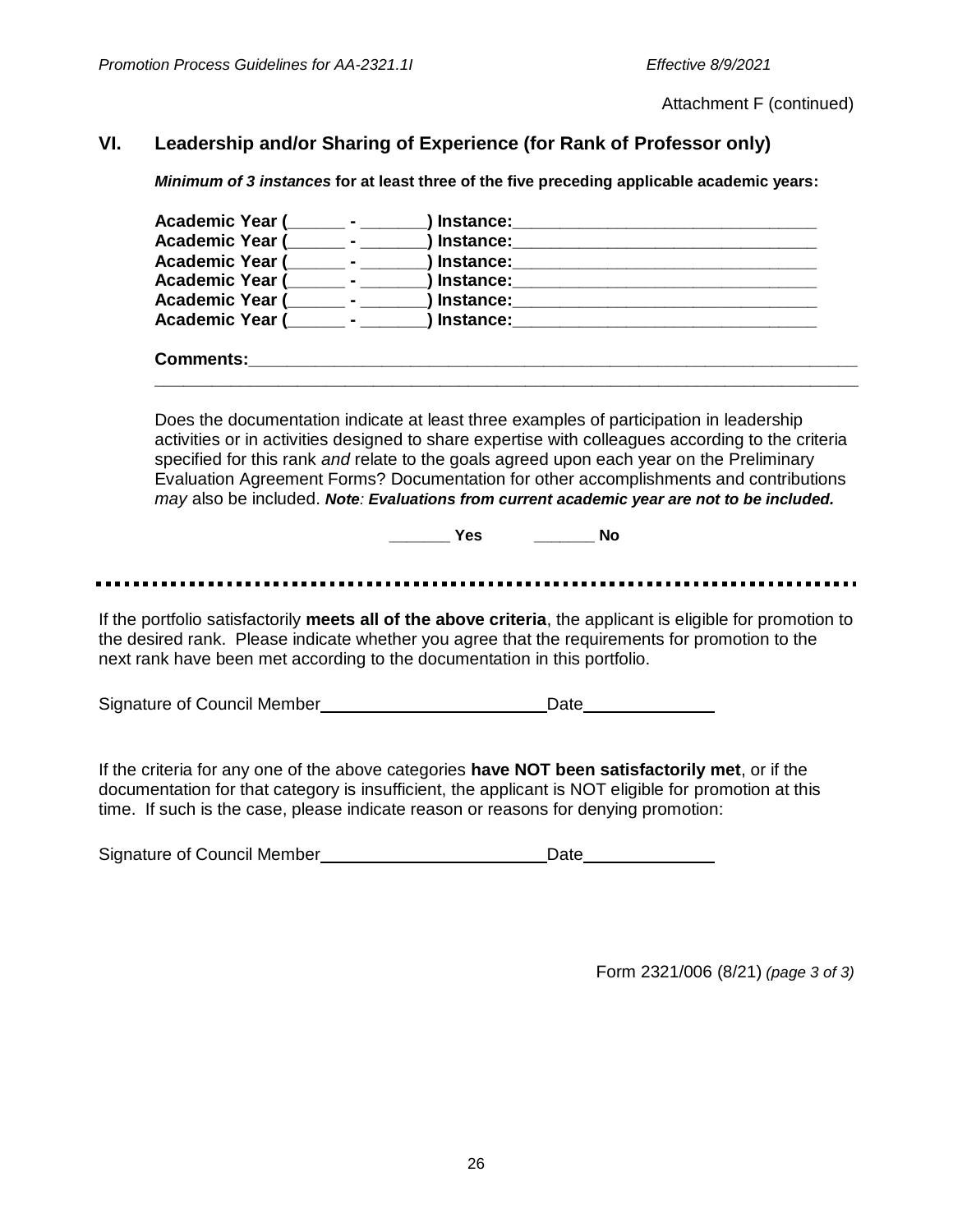Attachment F (continued)

## VI. Leadership and/or Sharing of Experience (for Rank of Professor only)

***Minimum of 3 instances*** **for at least three of the five preceding applicable academic years:**

**Academic Year (______ - _______) Instance:________________________________**
**Academic Year (______ - _______) Instance:________________________________**
**Academic Year (______ - _______) Instance:________________________________**
**Academic Year (______ - _______) Instance:________________________________**
**Academic Year (______ - _______) Instance:________________________________**
**Academic Year (______ - _______) Instance:________________________________**

**Comments:_____________________________________________________________**
________________________________________________________________________

Does the documentation indicate at least three examples of participation in leadership activities or in activities designed to share expertise with colleagues according to the criteria specified for this rank *and* relate to the goals agreed upon each year on the Preliminary Evaluation Agreement Forms? Documentation for other accomplishments and contributions *may* also be included. ***Note**: **Evaluations from current academic year are not to be included.***

**_______ Yes          _______ No**

---

If the portfolio satisfactorily **meets all of the above criteria**, the applicant is eligible for promotion to the desired rank. Please indicate whether you agree that the requirements for promotion to the next rank have been met according to the documentation in this portfolio.

Signature of Council Member________________________Date_____________

If the criteria for any one of the above categories **have NOT been satisfactorily met**, or if the documentation for that category is insufficient, the applicant is NOT eligible for promotion at this time. If such is the case, please indicate reason or reasons for denying promotion:

Signature of Council Member________________________Date_____________

Form 2321/006 (8/21) *(page 3 of 3)*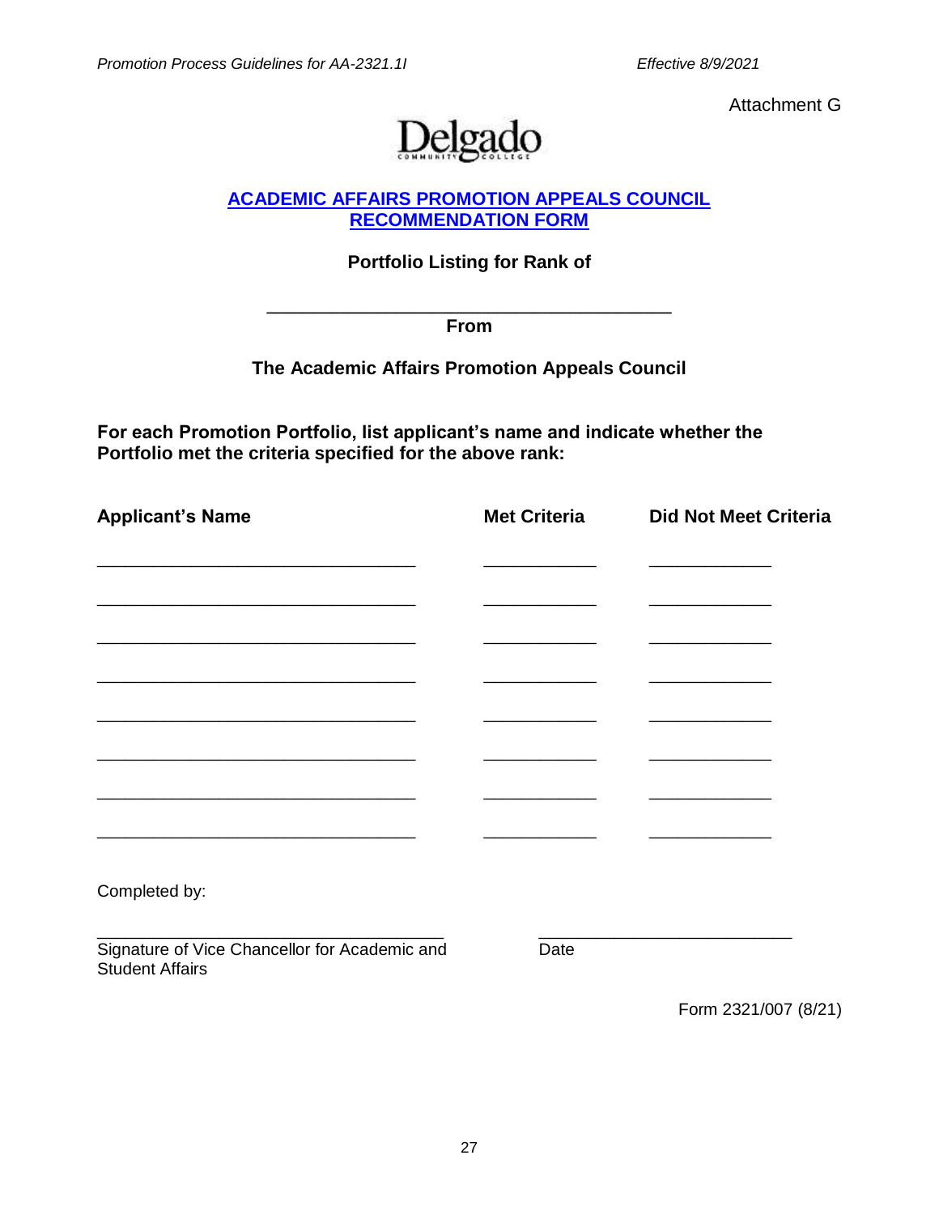Attachment G

Delgado
COMMUNITY COLLEGE

## ACADEMIC AFFAIRS PROMOTION APPEALS COUNCIL RECOMMENDATION FORM

**Portfolio Listing for Rank of**

**\_\_\_\_\_\_\_\_\_\_\_\_\_\_\_\_\_\_\_\_\_\_\_\_\_\_\_\_\_\_\_\_\_\_\_\_\_\_\_\_\_\_**

**From**

**The Academic Affairs Promotion Appeals Council**

**For each Promotion Portfolio, list applicant's name and indicate whether the Portfolio met the criteria specified for the above rank:**

| Applicant's Name | Met Criteria | Did Not Meet Criteria |
|---|---|---|
| | | |
| | | |
| | | |
| | | |
| | | |
| | | |
| | | |
| | | |

Completed by:

\_\_\_\_\_\_\_\_\_\_\_\_\_\_\_\_\_\_\_\_\_\_\_\_\_\_\_\_\_\_\_\_\_\_\_\_\_\_\_\_ \_\_\_\_\_\_\_\_\_\_\_\_\_\_\_\_\_\_\_\_\_\_\_\_\_\_\_\_

Signature of Vice Chancellor for Academic and Student Affairs Date

Form 2321/007 (8/21)